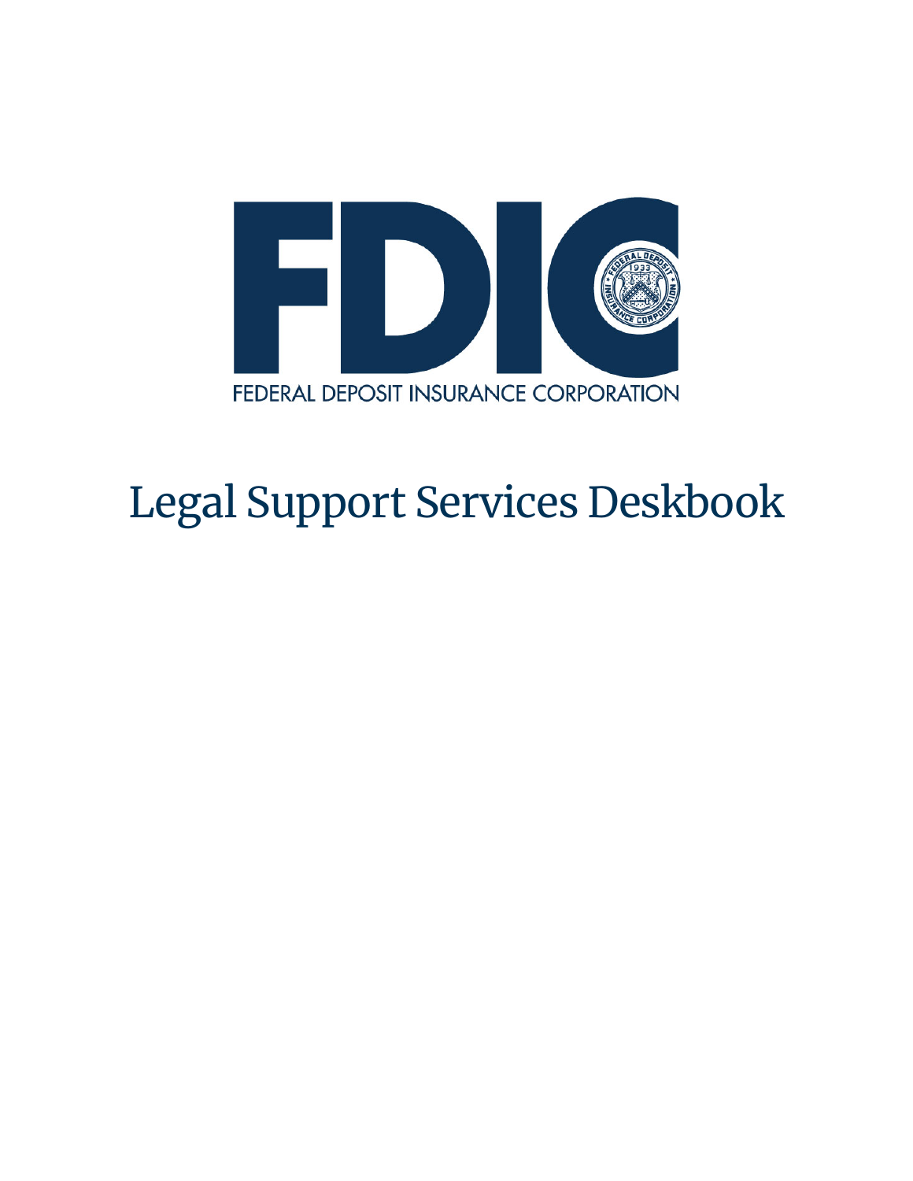FEDERAL DEPOSIT INSURANCE CORPORATION

# Legal Support Services Deskbook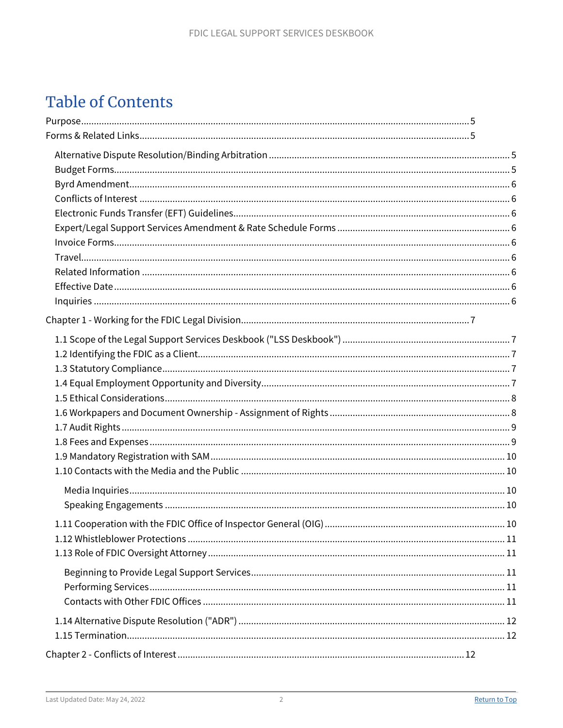# Table of Contents

- Purpose ..... 5
- Forms & Related Links ..... 5
  - Alternative Dispute Resolution/Binding Arbitration ..... 5
  - Budget Forms ..... 5
  - Byrd Amendment ..... 6
  - Conflicts of Interest ..... 6
  - Electronic Funds Transfer (EFT) Guidelines ..... 6
  - Expert/Legal Support Services Amendment & Rate Schedule Forms ..... 6
  - Invoice Forms ..... 6
  - Travel ..... 6
  - Related Information ..... 6
  - Effective Date ..... 6
  - Inquiries ..... 6
- Chapter 1 - Working for the FDIC Legal Division ..... 7
  - 1.1 Scope of the Legal Support Services Deskbook ("LSS Deskbook") ..... 7
  - 1.2 Identifying the FDIC as a Client ..... 7
  - 1.3 Statutory Compliance ..... 7
  - 1.4 Equal Employment Opportunity and Diversity ..... 7
  - 1.5 Ethical Considerations ..... 8
  - 1.6 Workpapers and Document Ownership - Assignment of Rights ..... 8
  - 1.7 Audit Rights ..... 9
  - 1.8 Fees and Expenses ..... 9
  - 1.9 Mandatory Registration with SAM ..... 10
  - 1.10 Contacts with the Media and the Public ..... 10
    - Media Inquiries ..... 10
    - Speaking Engagements ..... 10
  - 1.11 Cooperation with the FDIC Office of Inspector General (OIG) ..... 10
  - 1.12 Whistleblower Protections ..... 11
  - 1.13 Role of FDIC Oversight Attorney ..... 11
    - Beginning to Provide Legal Support Services ..... 11
    - Performing Services ..... 11
    - Contacts with Other FDIC Offices ..... 11
  - 1.14 Alternative Dispute Resolution ("ADR") ..... 12
  - 1.15 Termination ..... 12
- Chapter 2 - Conflicts of Interest ..... 12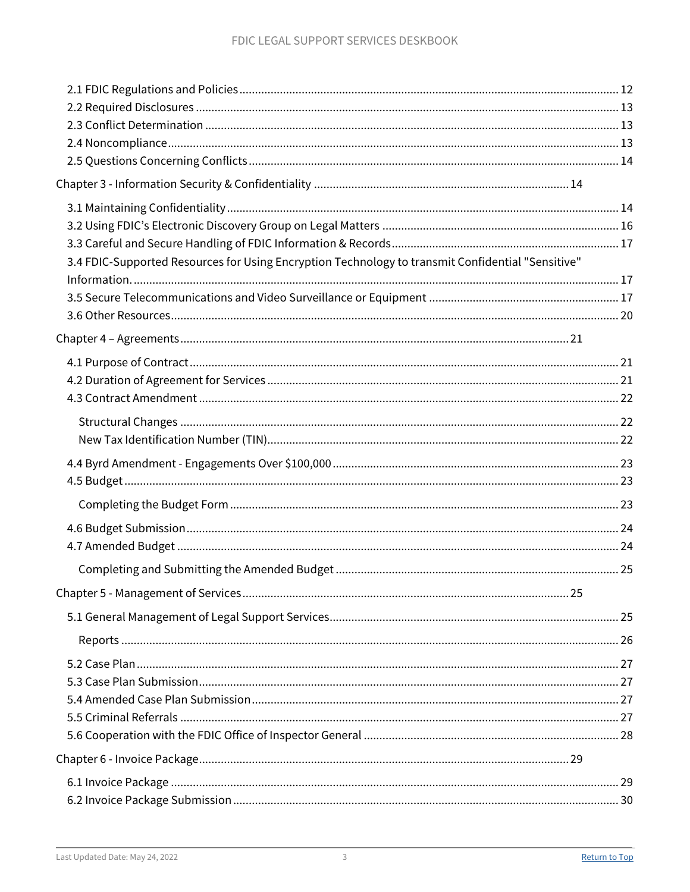2.1 FDIC Regulations and Policies ... 12
2.2 Required Disclosures ... 13
2.3 Conflict Determination ... 13
2.4 Noncompliance ... 13
2.5 Questions Concerning Conflicts ... 14

Chapter 3 - Information Security & Confidentiality ... 14

3.1 Maintaining Confidentiality ... 14
3.2 Using FDIC's Electronic Discovery Group on Legal Matters ... 16
3.3 Careful and Secure Handling of FDIC Information & Records ... 17
3.4 FDIC-Supported Resources for Using Encryption Technology to transmit Confidential "Sensitive" Information. ... 17
3.5 Secure Telecommunications and Video Surveillance or Equipment ... 17
3.6 Other Resources ... 20

Chapter 4 – Agreements ... 21

4.1 Purpose of Contract ... 21
4.2 Duration of Agreement for Services ... 21
4.3 Contract Amendment ... 22

Structural Changes ... 22
New Tax Identification Number (TIN) ... 22

4.4 Byrd Amendment - Engagements Over $100,000 ... 23
4.5 Budget ... 23

Completing the Budget Form ... 23

4.6 Budget Submission ... 24
4.7 Amended Budget ... 24

Completing and Submitting the Amended Budget ... 25

Chapter 5 - Management of Services ... 25

5.1 General Management of Legal Support Services ... 25

Reports ... 26

5.2 Case Plan ... 27
5.3 Case Plan Submission ... 27
5.4 Amended Case Plan Submission ... 27
5.5 Criminal Referrals ... 27
5.6 Cooperation with the FDIC Office of Inspector General ... 28

Chapter 6 - Invoice Package ... 29

6.1 Invoice Package ... 29
6.2 Invoice Package Submission ... 30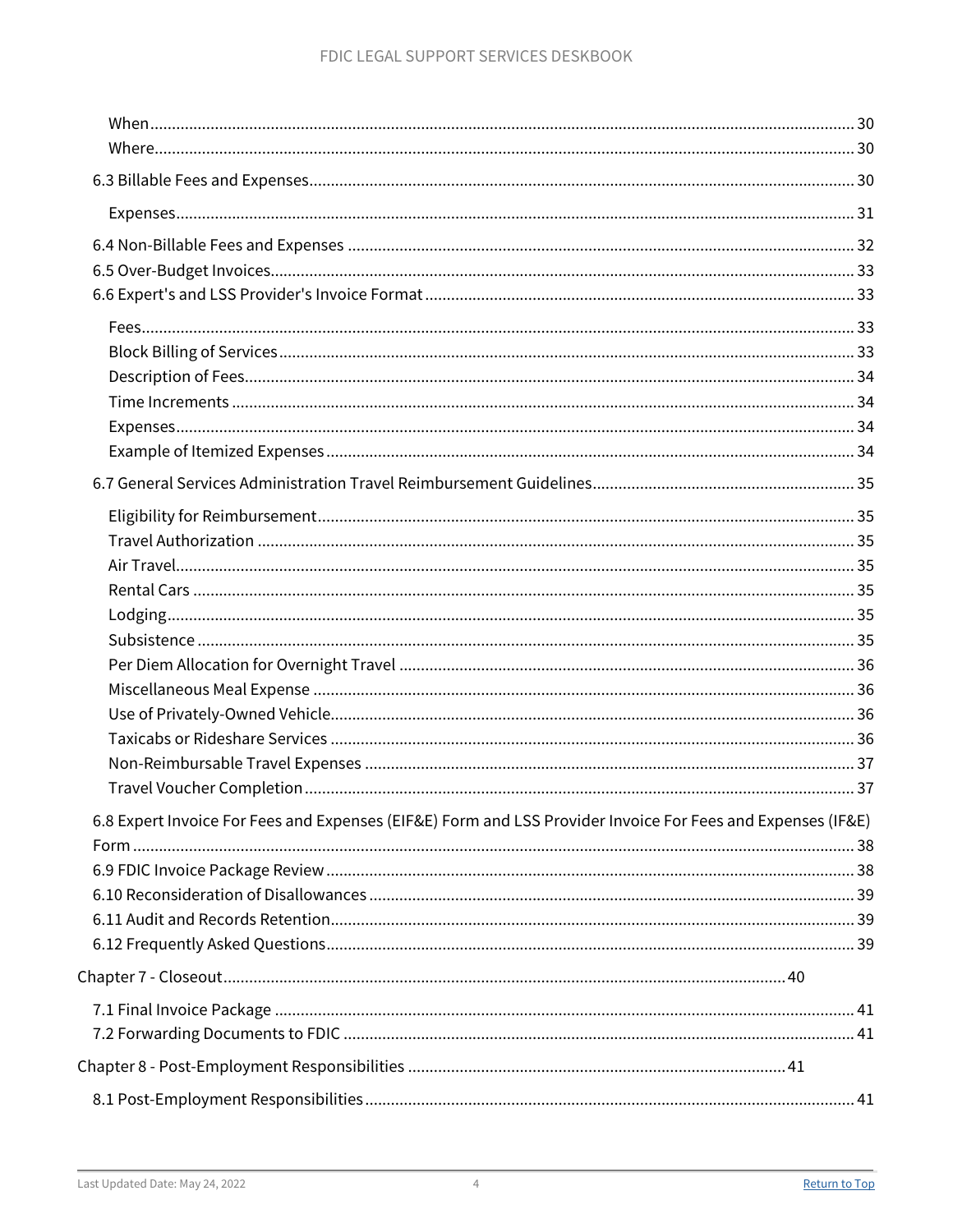- When ........ 30
- Where ........ 30

6.3 Billable Fees and Expenses ........ 30

- Expenses ........ 31

6.4 Non-Billable Fees and Expenses ........ 32
6.5 Over-Budget Invoices ........ 33
6.6 Expert's and LSS Provider's Invoice Format ........ 33

- Fees ........ 33
- Block Billing of Services ........ 33
- Description of Fees ........ 34
- Time Increments ........ 34
- Expenses ........ 34
- Example of Itemized Expenses ........ 34

6.7 General Services Administration Travel Reimbursement Guidelines ........ 35

- Eligibility for Reimbursement ........ 35
- Travel Authorization ........ 35
- Air Travel ........ 35
- Rental Cars ........ 35
- Lodging ........ 35
- Subsistence ........ 35
- Per Diem Allocation for Overnight Travel ........ 36
- Miscellaneous Meal Expense ........ 36
- Use of Privately-Owned Vehicle ........ 36
- Taxicabs or Rideshare Services ........ 36
- Non-Reimbursable Travel Expenses ........ 37
- Travel Voucher Completion ........ 37

6.8 Expert Invoice For Fees and Expenses (EIF&E) Form and LSS Provider Invoice For Fees and Expenses (IF&E) Form ........ 38
6.9 FDIC Invoice Package Review ........ 38
6.10 Reconsideration of Disallowances ........ 39
6.11 Audit and Records Retention ........ 39
6.12 Frequently Asked Questions ........ 39

Chapter 7 - Closeout ........ 40

7.1 Final Invoice Package ........ 41
7.2 Forwarding Documents to FDIC ........ 41

Chapter 8 - Post-Employment Responsibilities ........ 41

8.1 Post-Employment Responsibilities ........ 41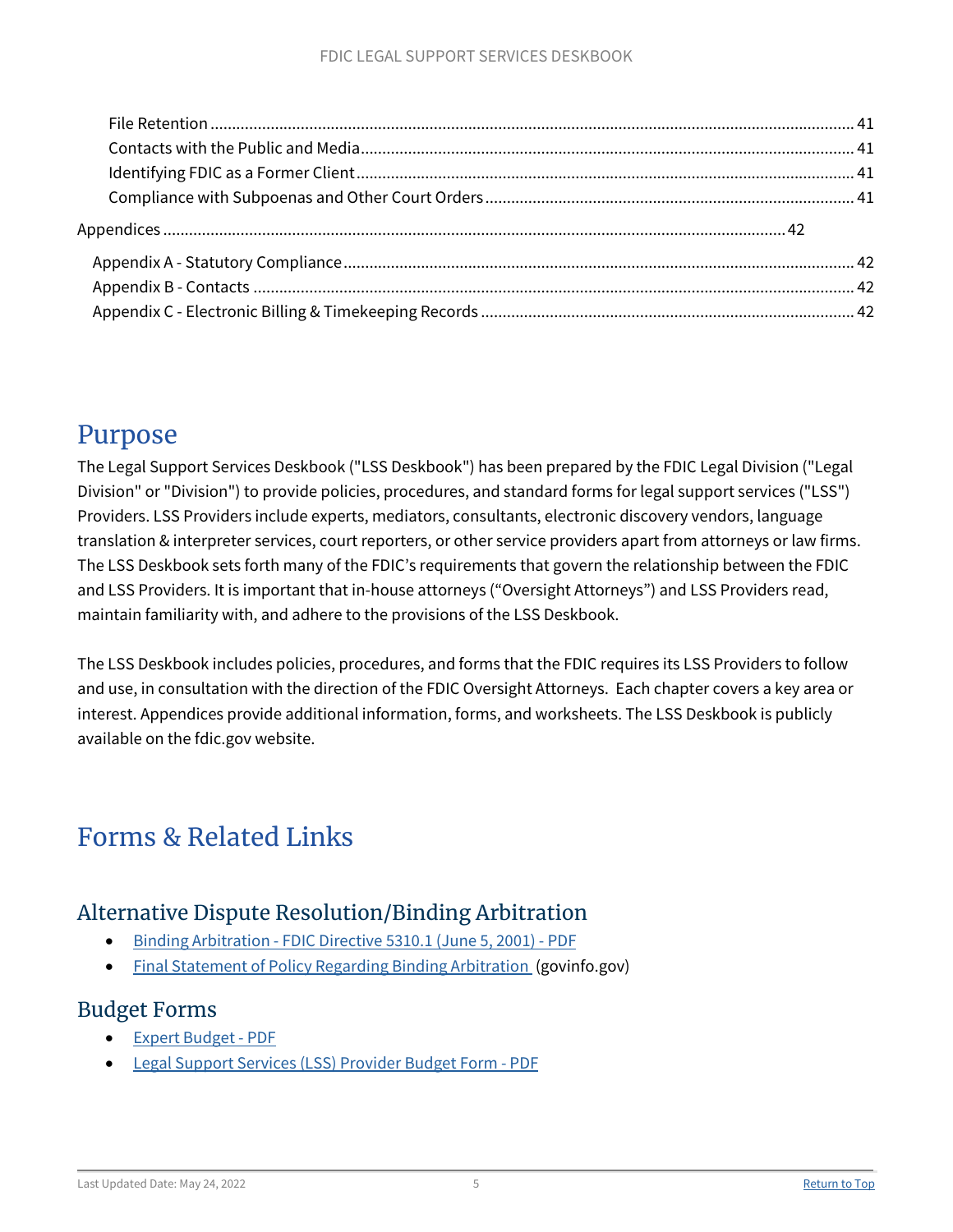File Retention .......... 41
Contacts with the Public and Media .......... 41
Identifying FDIC as a Former Client .......... 41
Compliance with Subpoenas and Other Court Orders .......... 41

Appendices .......... 42

Appendix A - Statutory Compliance .......... 42
Appendix B - Contacts .......... 42
Appendix C - Electronic Billing & Timekeeping Records .......... 42

# Purpose

The Legal Support Services Deskbook ("LSS Deskbook") has been prepared by the FDIC Legal Division ("Legal Division" or "Division") to provide policies, procedures, and standard forms for legal support services ("LSS") Providers. LSS Providers include experts, mediators, consultants, electronic discovery vendors, language translation & interpreter services, court reporters, or other service providers apart from attorneys or law firms. The LSS Deskbook sets forth many of the FDIC's requirements that govern the relationship between the FDIC and LSS Providers. It is important that in-house attorneys ("Oversight Attorneys") and LSS Providers read, maintain familiarity with, and adhere to the provisions of the LSS Deskbook.

The LSS Deskbook includes policies, procedures, and forms that the FDIC requires its LSS Providers to follow and use, in consultation with the direction of the FDIC Oversight Attorneys. Each chapter covers a key area or interest. Appendices provide additional information, forms, and worksheets. The LSS Deskbook is publicly available on the fdic.gov website.

# Forms & Related Links

## Alternative Dispute Resolution/Binding Arbitration

- Binding Arbitration - FDIC Directive 5310.1 (June 5, 2001) - PDF
- Final Statement of Policy Regarding Binding Arbitration (govinfo.gov)

## Budget Forms

- Expert Budget - PDF
- Legal Support Services (LSS) Provider Budget Form - PDF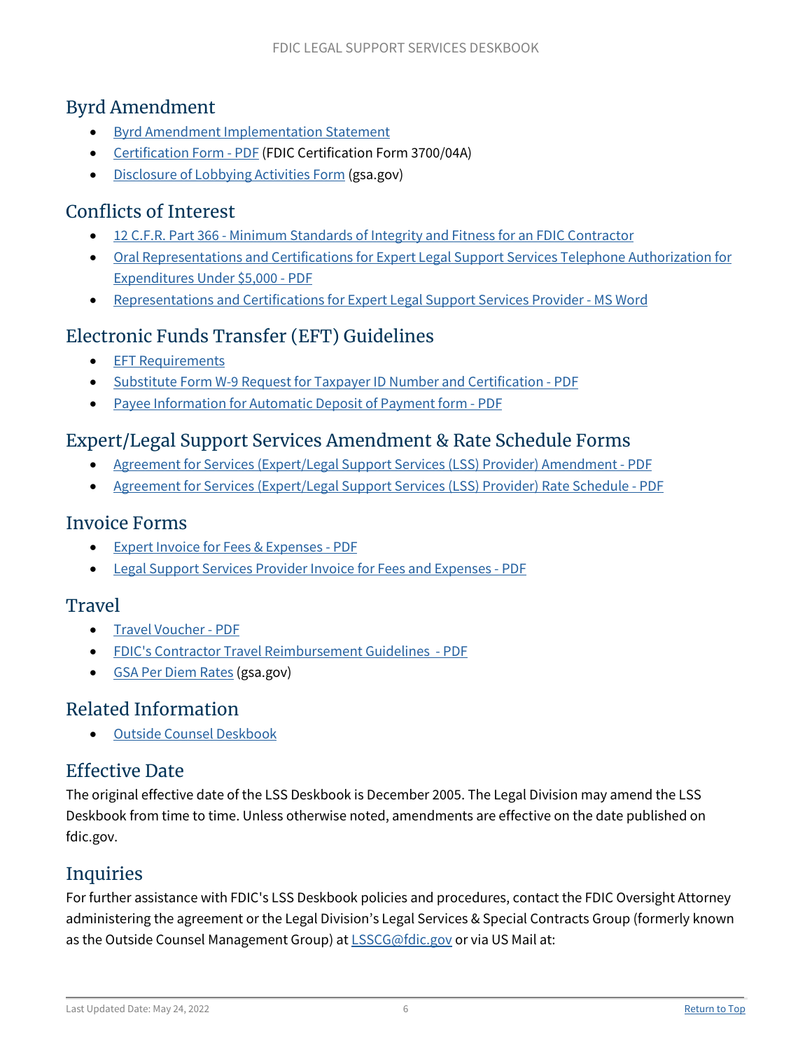## Byrd Amendment

- Byrd Amendment Implementation Statement
- Certification Form - PDF (FDIC Certification Form 3700/04A)
- Disclosure of Lobbying Activities Form (gsa.gov)

## Conflicts of Interest

- 12 C.F.R. Part 366 - Minimum Standards of Integrity and Fitness for an FDIC Contractor
- Oral Representations and Certifications for Expert Legal Support Services Telephone Authorization for Expenditures Under $5,000 - PDF
- Representations and Certifications for Expert Legal Support Services Provider - MS Word

## Electronic Funds Transfer (EFT) Guidelines

- EFT Requirements
- Substitute Form W-9 Request for Taxpayer ID Number and Certification - PDF
- Payee Information for Automatic Deposit of Payment form - PDF

## Expert/Legal Support Services Amendment & Rate Schedule Forms

- Agreement for Services (Expert/Legal Support Services (LSS) Provider) Amendment - PDF
- Agreement for Services (Expert/Legal Support Services (LSS) Provider) Rate Schedule - PDF

## Invoice Forms

- Expert Invoice for Fees & Expenses - PDF
- Legal Support Services Provider Invoice for Fees and Expenses - PDF

## Travel

- Travel Voucher - PDF
- FDIC's Contractor Travel Reimbursement Guidelines - PDF
- GSA Per Diem Rates (gsa.gov)

## Related Information

- Outside Counsel Deskbook

## Effective Date

The original effective date of the LSS Deskbook is December 2005. The Legal Division may amend the LSS Deskbook from time to time. Unless otherwise noted, amendments are effective on the date published on fdic.gov.

## Inquiries

For further assistance with FDIC's LSS Deskbook policies and procedures, contact the FDIC Oversight Attorney administering the agreement or the Legal Division's Legal Services & Special Contracts Group (formerly known as the Outside Counsel Management Group) at LSSCG@fdic.gov or via US Mail at: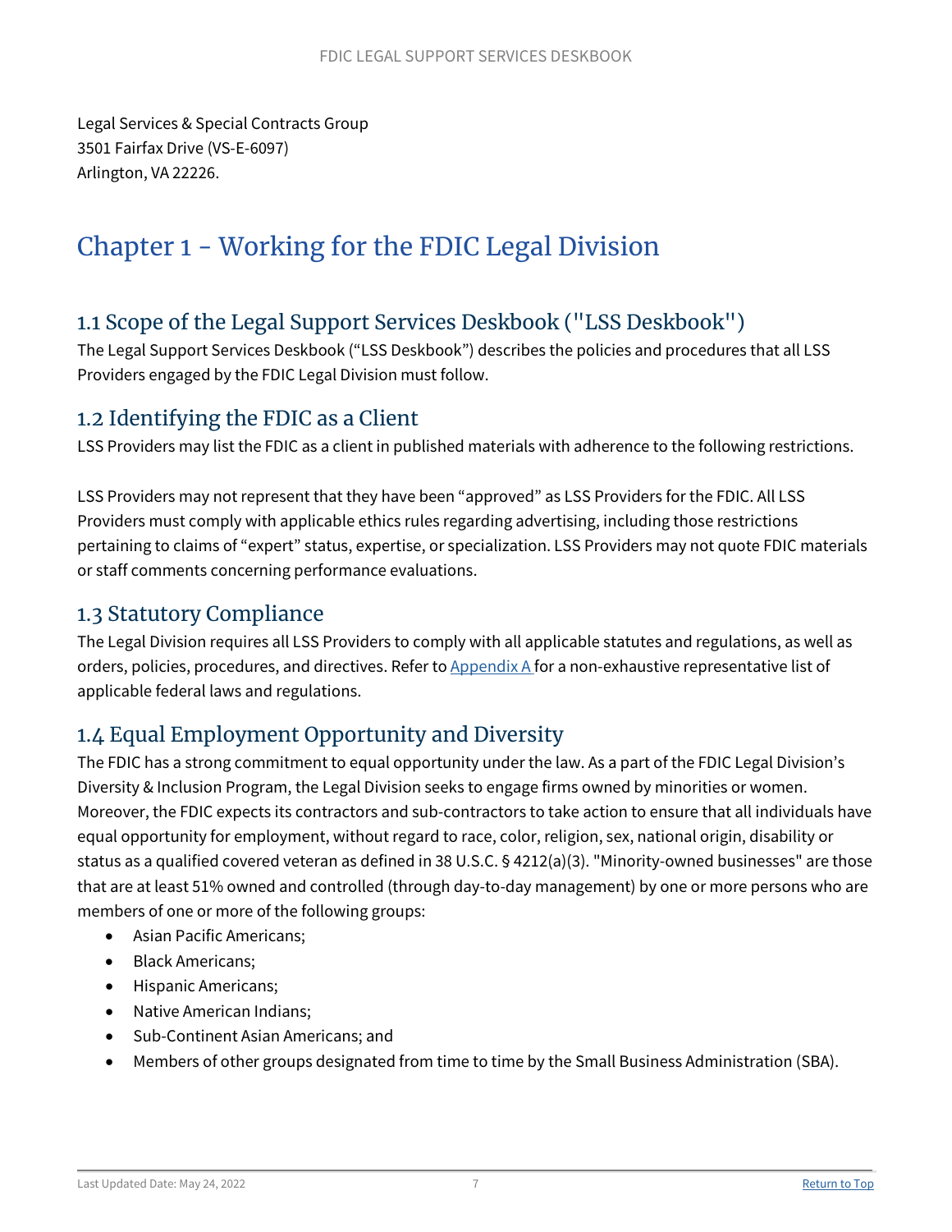Legal Services & Special Contracts Group
3501 Fairfax Drive (VS-E-6097)
Arlington, VA 22226.

# Chapter 1 - Working for the FDIC Legal Division

## 1.1 Scope of the Legal Support Services Deskbook ("LSS Deskbook")

The Legal Support Services Deskbook ("LSS Deskbook") describes the policies and procedures that all LSS Providers engaged by the FDIC Legal Division must follow.

## 1.2 Identifying the FDIC as a Client

LSS Providers may list the FDIC as a client in published materials with adherence to the following restrictions.

LSS Providers may not represent that they have been "approved" as LSS Providers for the FDIC. All LSS Providers must comply with applicable ethics rules regarding advertising, including those restrictions pertaining to claims of "expert" status, expertise, or specialization. LSS Providers may not quote FDIC materials or staff comments concerning performance evaluations.

## 1.3 Statutory Compliance

The Legal Division requires all LSS Providers to comply with all applicable statutes and regulations, as well as orders, policies, procedures, and directives. Refer to Appendix A for a non-exhaustive representative list of applicable federal laws and regulations.

## 1.4 Equal Employment Opportunity and Diversity

The FDIC has a strong commitment to equal opportunity under the law. As a part of the FDIC Legal Division's Diversity & Inclusion Program, the Legal Division seeks to engage firms owned by minorities or women. Moreover, the FDIC expects its contractors and sub-contractors to take action to ensure that all individuals have equal opportunity for employment, without regard to race, color, religion, sex, national origin, disability or status as a qualified covered veteran as defined in 38 U.S.C. § 4212(a)(3). "Minority-owned businesses" are those that are at least 51% owned and controlled (through day-to-day management) by one or more persons who are members of one or more of the following groups:

- Asian Pacific Americans;
- Black Americans;
- Hispanic Americans;
- Native American Indians;
- Sub-Continent Asian Americans; and
- Members of other groups designated from time to time by the Small Business Administration (SBA).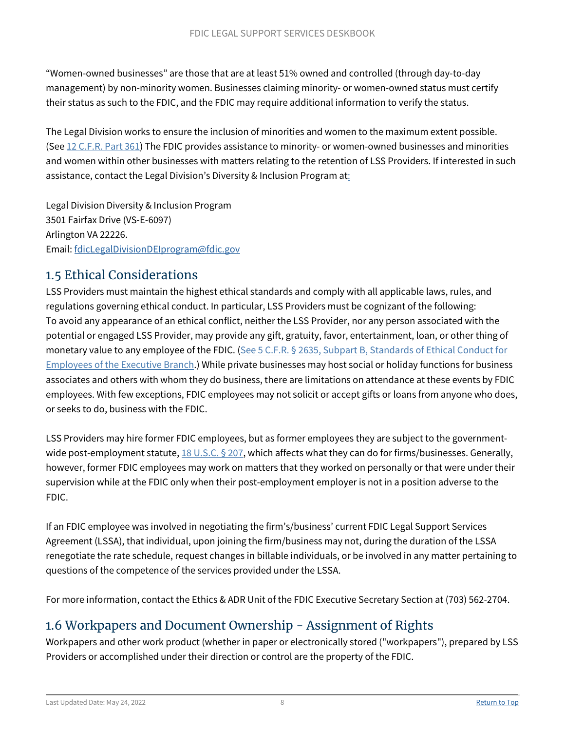"Women-owned businesses" are those that are at least 51% owned and controlled (through day-to-day management) by non-minority women. Businesses claiming minority- or women-owned status must certify their status as such to the FDIC, and the FDIC may require additional information to verify the status.

The Legal Division works to ensure the inclusion of minorities and women to the maximum extent possible. (See 12 C.F.R. Part 361) The FDIC provides assistance to minority- or women-owned businesses and minorities and women within other businesses with matters relating to the retention of LSS Providers. If interested in such assistance, contact the Legal Division's Diversity & Inclusion Program at:

Legal Division Diversity & Inclusion Program
3501 Fairfax Drive (VS-E-6097)
Arlington VA 22226.
Email: fdicLegalDivisionDEIprogram@fdic.gov

## 1.5 Ethical Considerations

LSS Providers must maintain the highest ethical standards and comply with all applicable laws, rules, and regulations governing ethical conduct. In particular, LSS Providers must be cognizant of the following:
To avoid any appearance of an ethical conflict, neither the LSS Provider, nor any person associated with the potential or engaged LSS Provider, may provide any gift, gratuity, favor, entertainment, loan, or other thing of monetary value to any employee of the FDIC. (See 5 C.F.R. § 2635, Subpart B, Standards of Ethical Conduct for Employees of the Executive Branch.) While private businesses may host social or holiday functions for business associates and others with whom they do business, there are limitations on attendance at these events by FDIC employees. With few exceptions, FDIC employees may not solicit or accept gifts or loans from anyone who does, or seeks to do, business with the FDIC.

LSS Providers may hire former FDIC employees, but as former employees they are subject to the government-wide post-employment statute, 18 U.S.C. § 207, which affects what they can do for firms/businesses. Generally, however, former FDIC employees may work on matters that they worked on personally or that were under their supervision while at the FDIC only when their post-employment employer is not in a position adverse to the FDIC.

If an FDIC employee was involved in negotiating the firm's/business' current FDIC Legal Support Services Agreement (LSSA), that individual, upon joining the firm/business may not, during the duration of the LSSA renegotiate the rate schedule, request changes in billable individuals, or be involved in any matter pertaining to questions of the competence of the services provided under the LSSA.

For more information, contact the Ethics & ADR Unit of the FDIC Executive Secretary Section at (703) 562-2704.

## 1.6 Workpapers and Document Ownership - Assignment of Rights

Workpapers and other work product (whether in paper or electronically stored ("workpapers"), prepared by LSS Providers or accomplished under their direction or control are the property of the FDIC.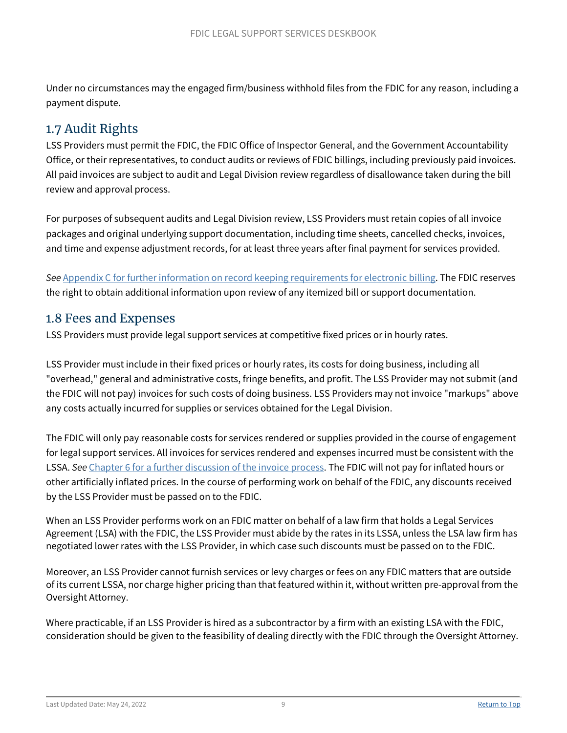Under no circumstances may the engaged firm/business withhold files from the FDIC for any reason, including a payment dispute.

## 1.7 Audit Rights

LSS Providers must permit the FDIC, the FDIC Office of Inspector General, and the Government Accountability Office, or their representatives, to conduct audits or reviews of FDIC billings, including previously paid invoices. All paid invoices are subject to audit and Legal Division review regardless of disallowance taken during the bill review and approval process.

For purposes of subsequent audits and Legal Division review, LSS Providers must retain copies of all invoice packages and original underlying support documentation, including time sheets, cancelled checks, invoices, and time and expense adjustment records, for at least three years after final payment for services provided.

*See* Appendix C for further information on record keeping requirements for electronic billing. The FDIC reserves the right to obtain additional information upon review of any itemized bill or support documentation.

## 1.8 Fees and Expenses

LSS Providers must provide legal support services at competitive fixed prices or in hourly rates.

LSS Provider must include in their fixed prices or hourly rates, its costs for doing business, including all "overhead," general and administrative costs, fringe benefits, and profit. The LSS Provider may not submit (and the FDIC will not pay) invoices for such costs of doing business. LSS Providers may not invoice "markups" above any costs actually incurred for supplies or services obtained for the Legal Division.

The FDIC will only pay reasonable costs for services rendered or supplies provided in the course of engagement for legal support services. All invoices for services rendered and expenses incurred must be consistent with the LSSA. *See* Chapter 6 for a further discussion of the invoice process. The FDIC will not pay for inflated hours or other artificially inflated prices. In the course of performing work on behalf of the FDIC, any discounts received by the LSS Provider must be passed on to the FDIC.

When an LSS Provider performs work on an FDIC matter on behalf of a law firm that holds a Legal Services Agreement (LSA) with the FDIC, the LSS Provider must abide by the rates in its LSSA, unless the LSA law firm has negotiated lower rates with the LSS Provider, in which case such discounts must be passed on to the FDIC.

Moreover, an LSS Provider cannot furnish services or levy charges or fees on any FDIC matters that are outside of its current LSSA, nor charge higher pricing than that featured within it, without written pre-approval from the Oversight Attorney.

Where practicable, if an LSS Provider is hired as a subcontractor by a firm with an existing LSA with the FDIC, consideration should be given to the feasibility of dealing directly with the FDIC through the Oversight Attorney.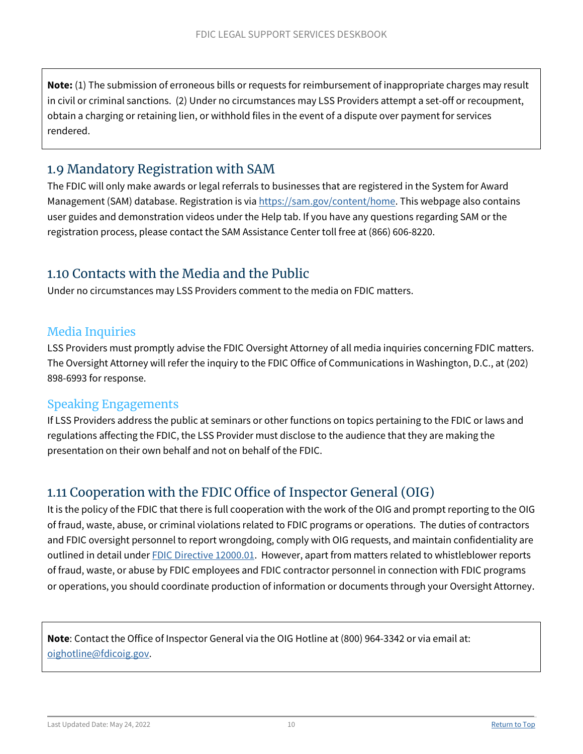**Note:** (1) The submission of erroneous bills or requests for reimbursement of inappropriate charges may result in civil or criminal sanctions. (2) Under no circumstances may LSS Providers attempt a set-off or recoupment, obtain a charging or retaining lien, or withhold files in the event of a dispute over payment for services rendered.

## 1.9 Mandatory Registration with SAM

The FDIC will only make awards or legal referrals to businesses that are registered in the System for Award Management (SAM) database. Registration is via [https://sam.gov/content/home](https://sam.gov/content/home). This webpage also contains user guides and demonstration videos under the Help tab. If you have any questions regarding SAM or the registration process, please contact the SAM Assistance Center toll free at (866) 606-8220.

## 1.10 Contacts with the Media and the Public

Under no circumstances may LSS Providers comment to the media on FDIC matters.

### Media Inquiries

LSS Providers must promptly advise the FDIC Oversight Attorney of all media inquiries concerning FDIC matters. The Oversight Attorney will refer the inquiry to the FDIC Office of Communications in Washington, D.C., at (202) 898-6993 for response.

### Speaking Engagements

If LSS Providers address the public at seminars or other functions on topics pertaining to the FDIC or laws and regulations affecting the FDIC, the LSS Provider must disclose to the audience that they are making the presentation on their own behalf and not on behalf of the FDIC.

## 1.11 Cooperation with the FDIC Office of Inspector General (OIG)

It is the policy of the FDIC that there is full cooperation with the work of the OIG and prompt reporting to the OIG of fraud, waste, abuse, or criminal violations related to FDIC programs or operations. The duties of contractors and FDIC oversight personnel to report wrongdoing, comply with OIG requests, and maintain confidentiality are outlined in detail under FDIC Directive 12000.01. However, apart from matters related to whistleblower reports of fraud, waste, or abuse by FDIC employees and FDIC contractor personnel in connection with FDIC programs or operations, you should coordinate production of information or documents through your Oversight Attorney.

**Note**: Contact the Office of Inspector General via the OIG Hotline at (800) 964-3342 or via email at: oighotline@fdicoig.gov.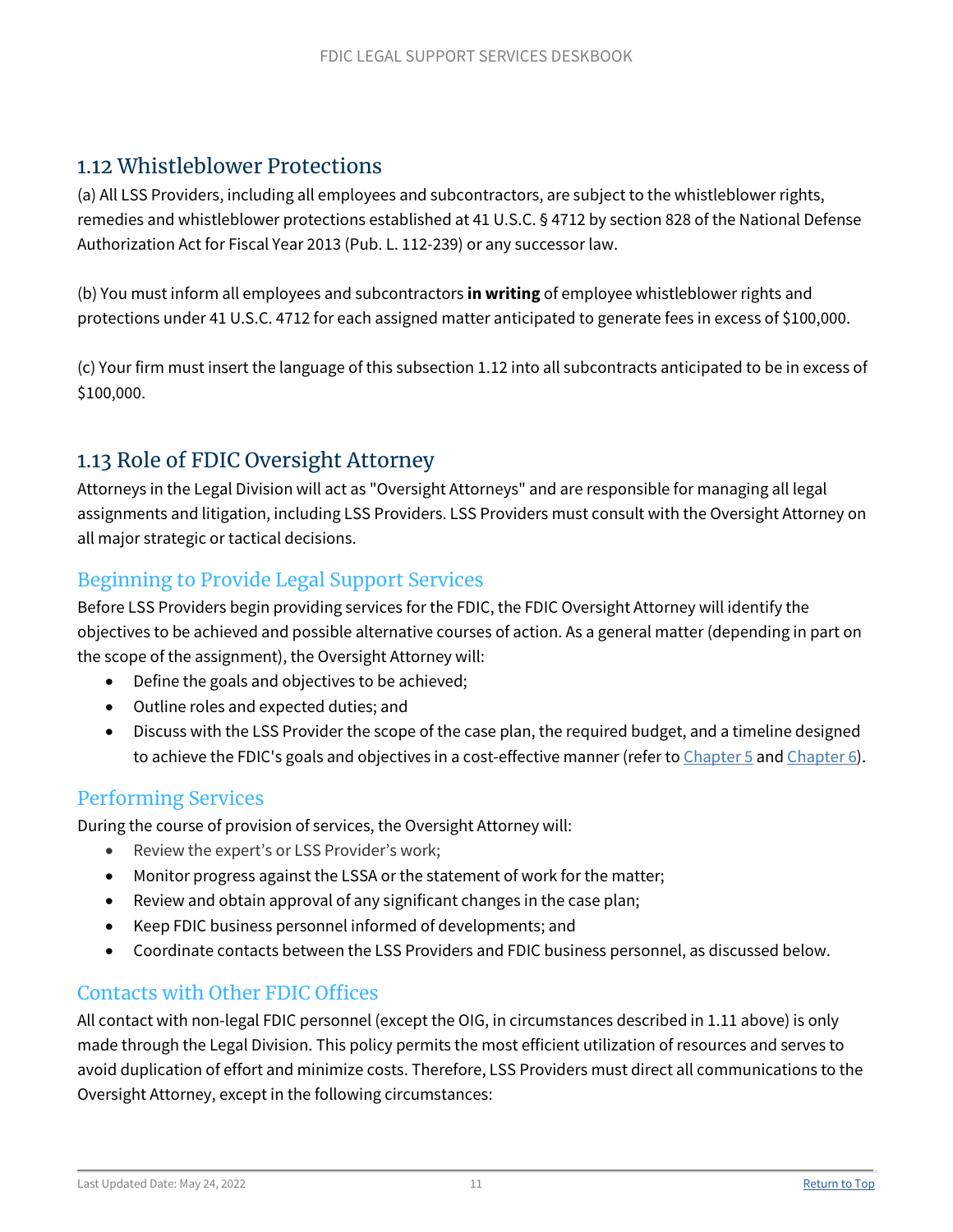## 1.12 Whistleblower Protections

(a) All LSS Providers, including all employees and subcontractors, are subject to the whistleblower rights, remedies and whistleblower protections established at 41 U.S.C. § 4712 by section 828 of the National Defense Authorization Act for Fiscal Year 2013 (Pub. L. 112-239) or any successor law.

(b) You must inform all employees and subcontractors **in writing** of employee whistleblower rights and protections under 41 U.S.C. 4712 for each assigned matter anticipated to generate fees in excess of $100,000.

(c) Your firm must insert the language of this subsection 1.12 into all subcontracts anticipated to be in excess of $100,000.

## 1.13 Role of FDIC Oversight Attorney

Attorneys in the Legal Division will act as "Oversight Attorneys" and are responsible for managing all legal assignments and litigation, including LSS Providers. LSS Providers must consult with the Oversight Attorney on all major strategic or tactical decisions.

### Beginning to Provide Legal Support Services

Before LSS Providers begin providing services for the FDIC, the FDIC Oversight Attorney will identify the objectives to be achieved and possible alternative courses of action. As a general matter (depending in part on the scope of the assignment), the Oversight Attorney will:

- Define the goals and objectives to be achieved;
- Outline roles and expected duties; and
- Discuss with the LSS Provider the scope of the case plan, the required budget, and a timeline designed to achieve the FDIC's goals and objectives in a cost-effective manner (refer to Chapter 5 and Chapter 6).

### Performing Services

During the course of provision of services, the Oversight Attorney will:

- Review the expert's or LSS Provider's work;
- Monitor progress against the LSSA or the statement of work for the matter;
- Review and obtain approval of any significant changes in the case plan;
- Keep FDIC business personnel informed of developments; and
- Coordinate contacts between the LSS Providers and FDIC business personnel, as discussed below.

### Contacts with Other FDIC Offices

All contact with non-legal FDIC personnel (except the OIG, in circumstances described in 1.11 above) is only made through the Legal Division. This policy permits the most efficient utilization of resources and serves to avoid duplication of effort and minimize costs. Therefore, LSS Providers must direct all communications to the Oversight Attorney, except in the following circumstances: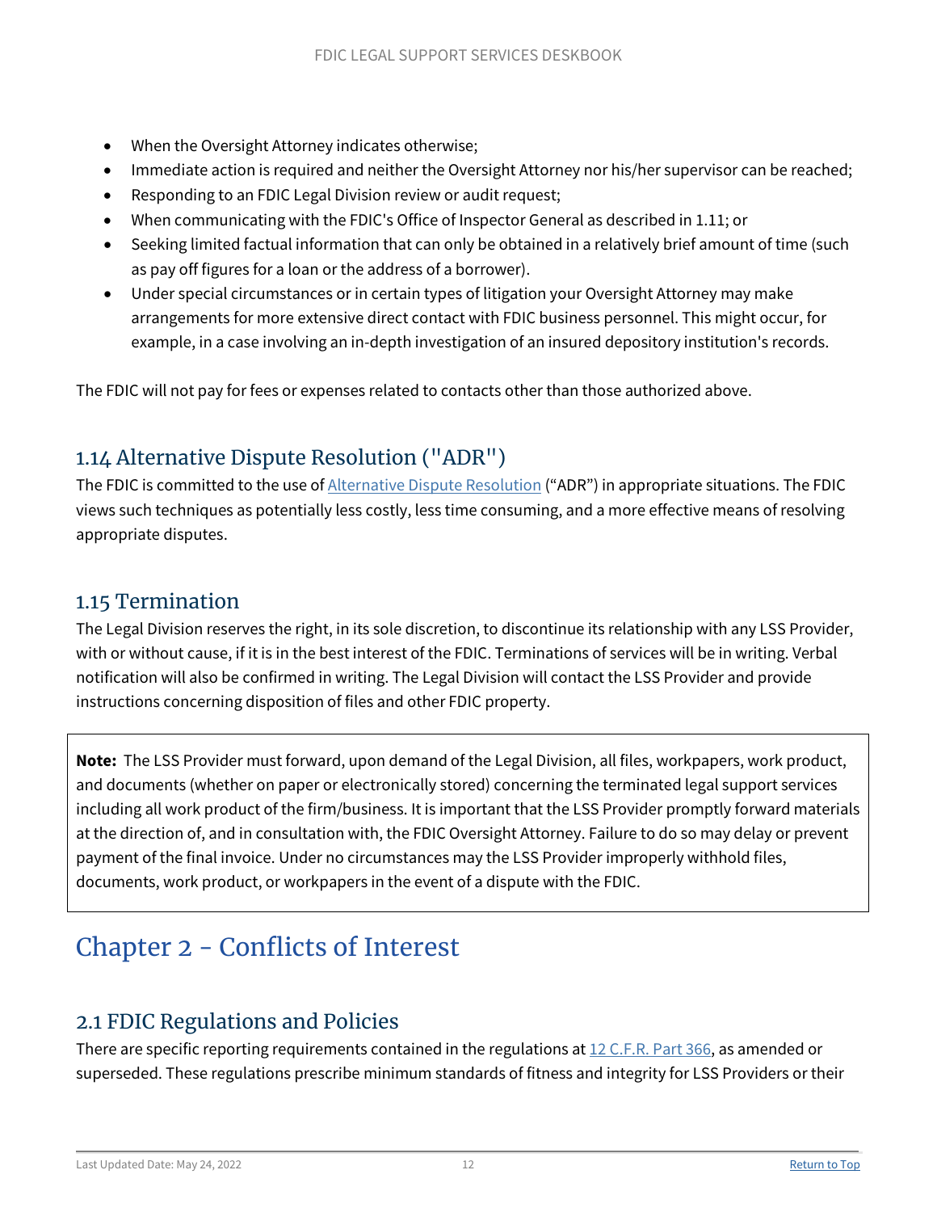- When the Oversight Attorney indicates otherwise;
- Immediate action is required and neither the Oversight Attorney nor his/her supervisor can be reached;
- Responding to an FDIC Legal Division review or audit request;
- When communicating with the FDIC's Office of Inspector General as described in 1.11; or
- Seeking limited factual information that can only be obtained in a relatively brief amount of time (such as pay off figures for a loan or the address of a borrower).
- Under special circumstances or in certain types of litigation your Oversight Attorney may make arrangements for more extensive direct contact with FDIC business personnel. This might occur, for example, in a case involving an in-depth investigation of an insured depository institution's records.

The FDIC will not pay for fees or expenses related to contacts other than those authorized above.

## 1.14 Alternative Dispute Resolution ("ADR")

The FDIC is committed to the use of Alternative Dispute Resolution ("ADR") in appropriate situations. The FDIC views such techniques as potentially less costly, less time consuming, and a more effective means of resolving appropriate disputes.

## 1.15 Termination

The Legal Division reserves the right, in its sole discretion, to discontinue its relationship with any LSS Provider, with or without cause, if it is in the best interest of the FDIC. Terminations of services will be in writing. Verbal notification will also be confirmed in writing. The Legal Division will contact the LSS Provider and provide instructions concerning disposition of files and other FDIC property.

> **Note:** The LSS Provider must forward, upon demand of the Legal Division, all files, workpapers, work product, and documents (whether on paper or electronically stored) concerning the terminated legal support services including all work product of the firm/business. It is important that the LSS Provider promptly forward materials at the direction of, and in consultation with, the FDIC Oversight Attorney. Failure to do so may delay or prevent payment of the final invoice. Under no circumstances may the LSS Provider improperly withhold files, documents, work product, or workpapers in the event of a dispute with the FDIC.

# Chapter 2 - Conflicts of Interest

## 2.1 FDIC Regulations and Policies

There are specific reporting requirements contained in the regulations at 12 C.F.R. Part 366, as amended or superseded. These regulations prescribe minimum standards of fitness and integrity for LSS Providers or their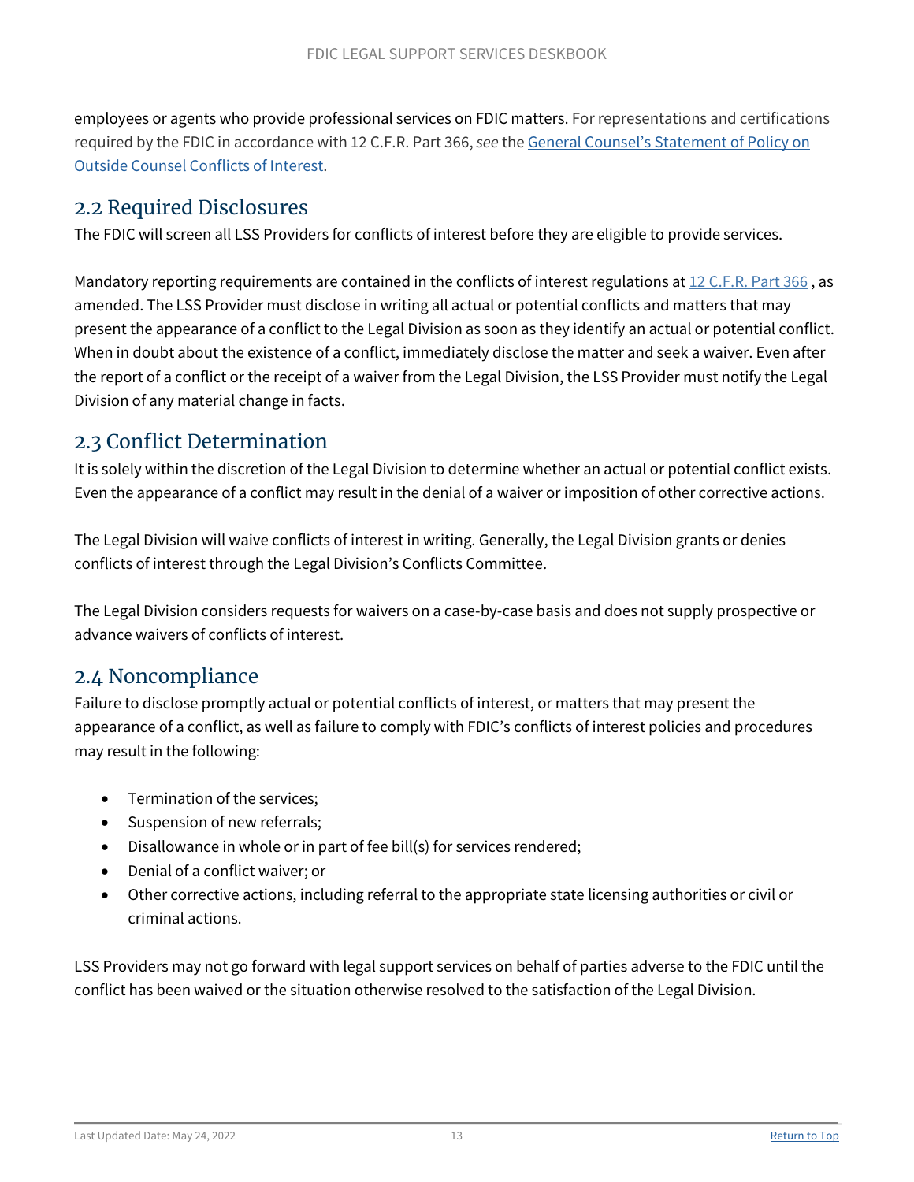employees or agents who provide professional services on FDIC matters. For representations and certifications required by the FDIC in accordance with 12 C.F.R. Part 366, *see* the [General Counsel's Statement of Policy on Outside Counsel Conflicts of Interest](#).

## 2.2 Required Disclosures

The FDIC will screen all LSS Providers for conflicts of interest before they are eligible to provide services.

Mandatory reporting requirements are contained in the conflicts of interest regulations at [12 C.F.R. Part 366](#) , as amended. The LSS Provider must disclose in writing all actual or potential conflicts and matters that may present the appearance of a conflict to the Legal Division as soon as they identify an actual or potential conflict. When in doubt about the existence of a conflict, immediately disclose the matter and seek a waiver. Even after the report of a conflict or the receipt of a waiver from the Legal Division, the LSS Provider must notify the Legal Division of any material change in facts.

## 2.3 Conflict Determination

It is solely within the discretion of the Legal Division to determine whether an actual or potential conflict exists. Even the appearance of a conflict may result in the denial of a waiver or imposition of other corrective actions.

The Legal Division will waive conflicts of interest in writing. Generally, the Legal Division grants or denies conflicts of interest through the Legal Division's Conflicts Committee.

The Legal Division considers requests for waivers on a case-by-case basis and does not supply prospective or advance waivers of conflicts of interest.

## 2.4 Noncompliance

Failure to disclose promptly actual or potential conflicts of interest, or matters that may present the appearance of a conflict, as well as failure to comply with FDIC's conflicts of interest policies and procedures may result in the following:

- Termination of the services;
- Suspension of new referrals;
- Disallowance in whole or in part of fee bill(s) for services rendered;
- Denial of a conflict waiver; or
- Other corrective actions, including referral to the appropriate state licensing authorities or civil or criminal actions.

LSS Providers may not go forward with legal support services on behalf of parties adverse to the FDIC until the conflict has been waived or the situation otherwise resolved to the satisfaction of the Legal Division.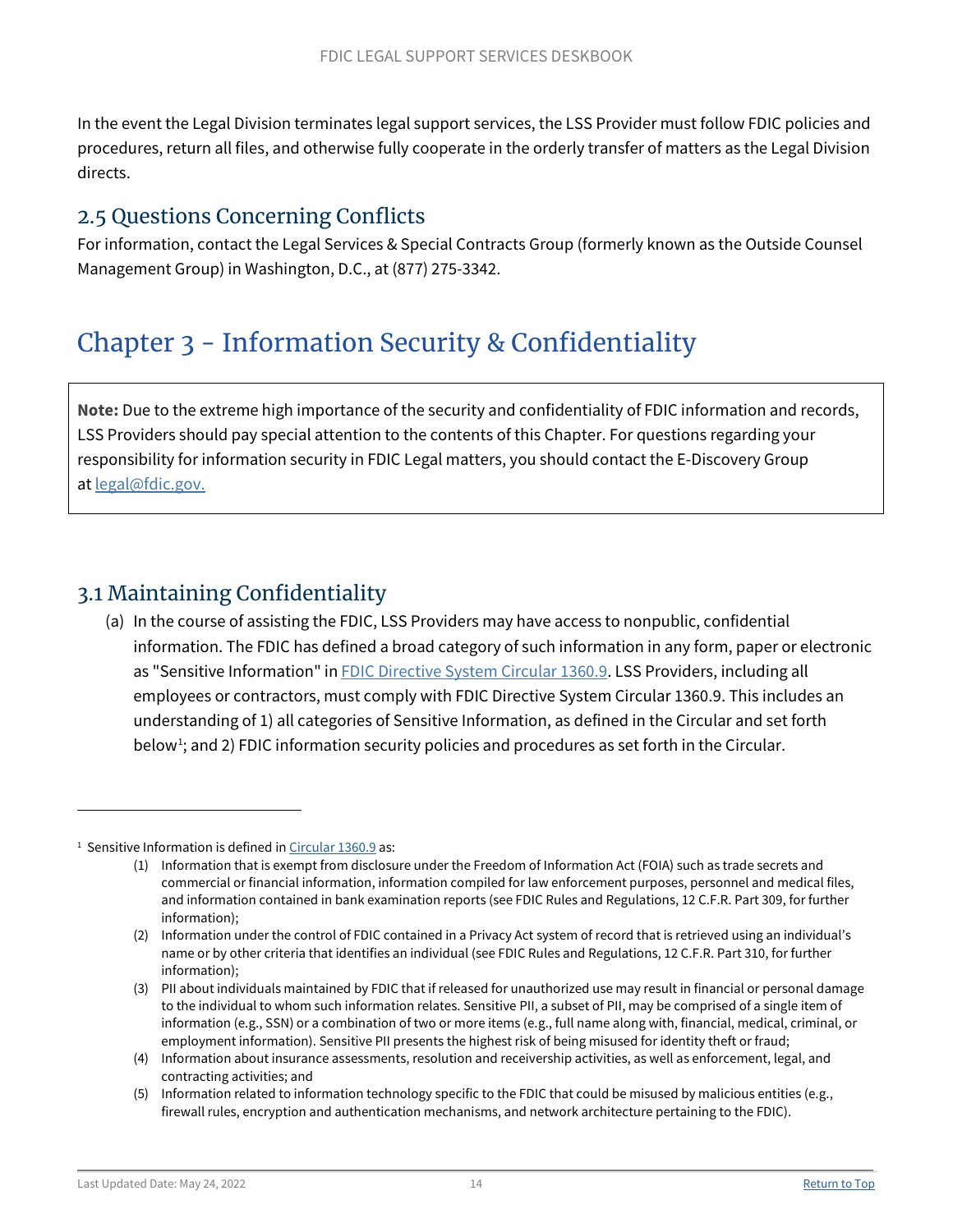In the event the Legal Division terminates legal support services, the LSS Provider must follow FDIC policies and procedures, return all files, and otherwise fully cooperate in the orderly transfer of matters as the Legal Division directs.

## 2.5 Questions Concerning Conflicts

For information, contact the Legal Services & Special Contracts Group (formerly known as the Outside Counsel Management Group) in Washington, D.C., at (877) 275-3342.

# Chapter 3 - Information Security & Confidentiality

> **Note:** Due to the extreme high importance of the security and confidentiality of FDIC information and records, LSS Providers should pay special attention to the contents of this Chapter. For questions regarding your responsibility for information security in FDIC Legal matters, you should contact the E-Discovery Group at legal@fdic.gov.

## 3.1 Maintaining Confidentiality

(a) In the course of assisting the FDIC, LSS Providers may have access to nonpublic, confidential information. The FDIC has defined a broad category of such information in any form, paper or electronic as "Sensitive Information" in FDIC Directive System Circular 1360.9. LSS Providers, including all employees or contractors, must comply with FDIC Directive System Circular 1360.9. This includes an understanding of 1) all categories of Sensitive Information, as defined in the Circular and set forth below[1]; and 2) FDIC information security policies and procedures as set forth in the Circular.

---

[1] Sensitive Information is defined in Circular 1360.9 as:

(1) Information that is exempt from disclosure under the Freedom of Information Act (FOIA) such as trade secrets and commercial or financial information, information compiled for law enforcement purposes, personnel and medical files, and information contained in bank examination reports (see FDIC Rules and Regulations, 12 C.F.R. Part 309, for further information);

(2) Information under the control of FDIC contained in a Privacy Act system of record that is retrieved using an individual's name or by other criteria that identifies an individual (see FDIC Rules and Regulations, 12 C.F.R. Part 310, for further information);

(3) PII about individuals maintained by FDIC that if released for unauthorized use may result in financial or personal damage to the individual to whom such information relates. Sensitive PII, a subset of PII, may be comprised of a single item of information (e.g., SSN) or a combination of two or more items (e.g., full name along with, financial, medical, criminal, or employment information). Sensitive PII presents the highest risk of being misused for identity theft or fraud;

(4) Information about insurance assessments, resolution and receivership activities, as well as enforcement, legal, and contracting activities; and

(5) Information related to information technology specific to the FDIC that could be misused by malicious entities (e.g., firewall rules, encryption and authentication mechanisms, and network architecture pertaining to the FDIC).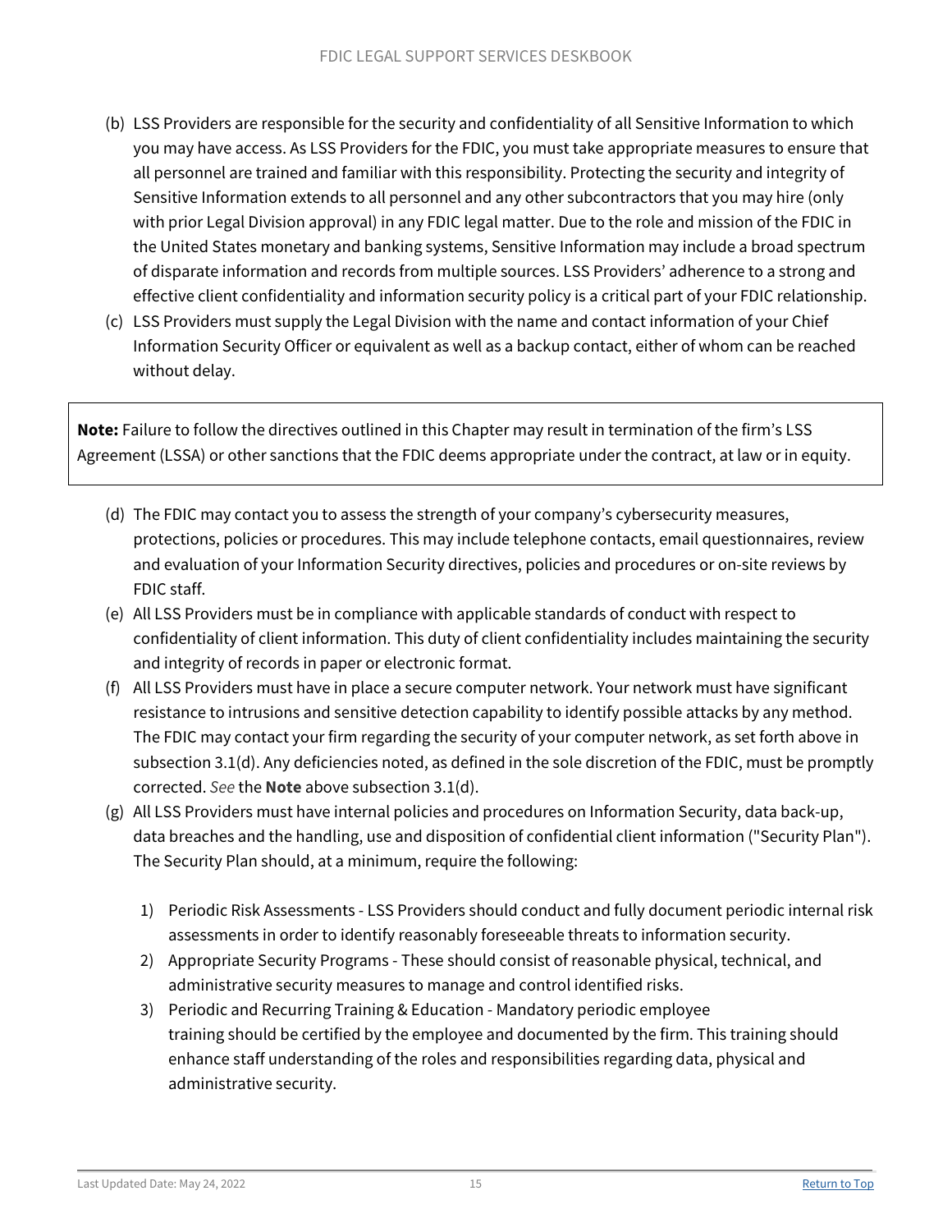(b) LSS Providers are responsible for the security and confidentiality of all Sensitive Information to which you may have access. As LSS Providers for the FDIC, you must take appropriate measures to ensure that all personnel are trained and familiar with this responsibility. Protecting the security and integrity of Sensitive Information extends to all personnel and any other subcontractors that you may hire (only with prior Legal Division approval) in any FDIC legal matter. Due to the role and mission of the FDIC in the United States monetary and banking systems, Sensitive Information may include a broad spectrum of disparate information and records from multiple sources. LSS Providers' adherence to a strong and effective client confidentiality and information security policy is a critical part of your FDIC relationship.

(c) LSS Providers must supply the Legal Division with the name and contact information of your Chief Information Security Officer or equivalent as well as a backup contact, either of whom can be reached without delay.

> **Note:** Failure to follow the directives outlined in this Chapter may result in termination of the firm's LSS Agreement (LSSA) or other sanctions that the FDIC deems appropriate under the contract, at law or in equity.

(d) The FDIC may contact you to assess the strength of your company's cybersecurity measures, protections, policies or procedures. This may include telephone contacts, email questionnaires, review and evaluation of your Information Security directives, policies and procedures or on-site reviews by FDIC staff.

(e) All LSS Providers must be in compliance with applicable standards of conduct with respect to confidentiality of client information. This duty of client confidentiality includes maintaining the security and integrity of records in paper or electronic format.

(f) All LSS Providers must have in place a secure computer network. Your network must have significant resistance to intrusions and sensitive detection capability to identify possible attacks by any method. The FDIC may contact your firm regarding the security of your computer network, as set forth above in subsection 3.1(d). Any deficiencies noted, as defined in the sole discretion of the FDIC, must be promptly corrected. *See* the **Note** above subsection 3.1(d).

(g) All LSS Providers must have internal policies and procedures on Information Security, data back-up, data breaches and the handling, use and disposition of confidential client information ("Security Plan"). The Security Plan should, at a minimum, require the following:

1) Periodic Risk Assessments - LSS Providers should conduct and fully document periodic internal risk assessments in order to identify reasonably foreseeable threats to information security.
2) Appropriate Security Programs - These should consist of reasonable physical, technical, and administrative security measures to manage and control identified risks.
3) Periodic and Recurring Training & Education - Mandatory periodic employee training should be certified by the employee and documented by the firm. This training should enhance staff understanding of the roles and responsibilities regarding data, physical and administrative security.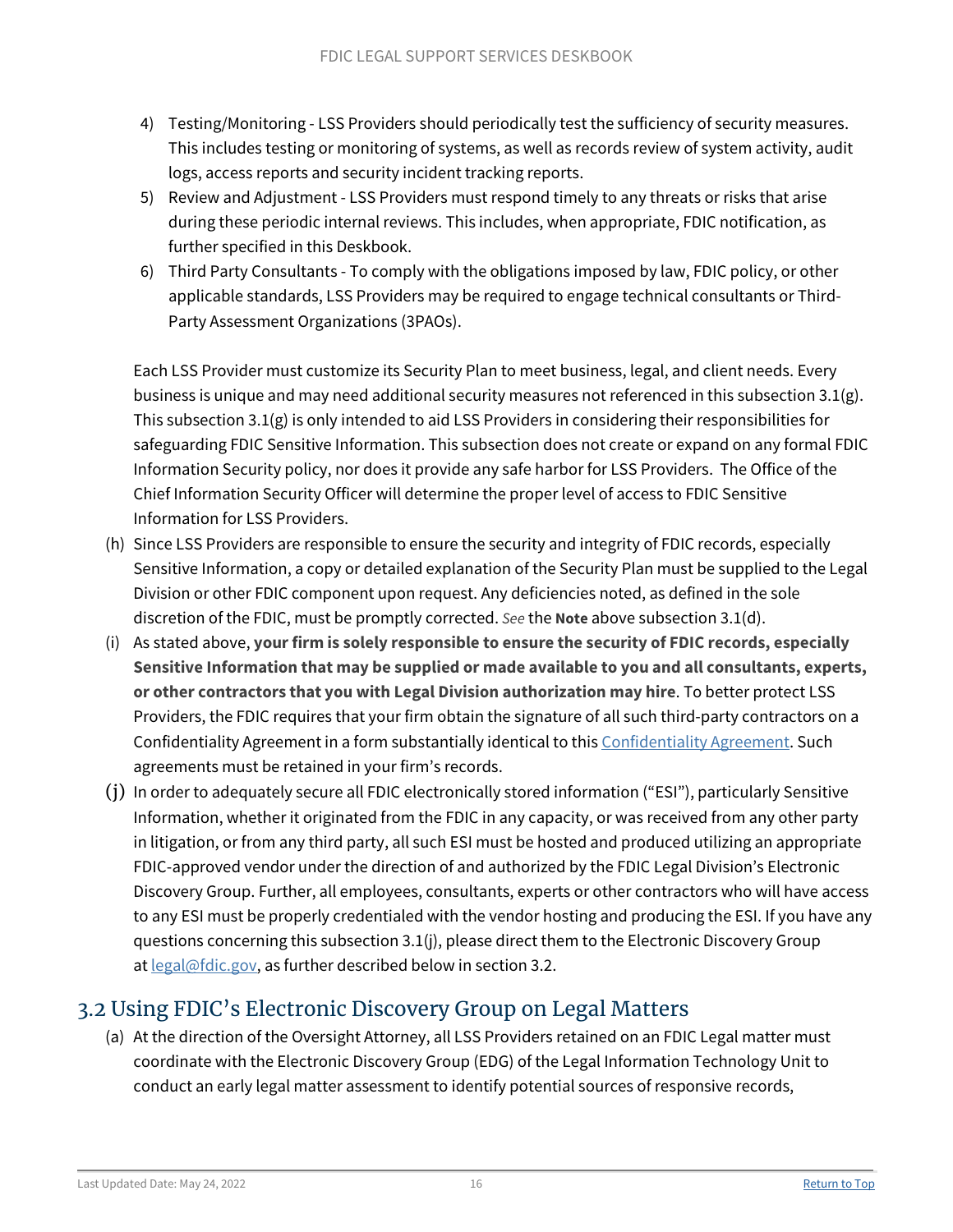4) Testing/Monitoring - LSS Providers should periodically test the sufficiency of security measures. This includes testing or monitoring of systems, as well as records review of system activity, audit logs, access reports and security incident tracking reports.
5) Review and Adjustment - LSS Providers must respond timely to any threats or risks that arise during these periodic internal reviews. This includes, when appropriate, FDIC notification, as further specified in this Deskbook.
6) Third Party Consultants - To comply with the obligations imposed by law, FDIC policy, or other applicable standards, LSS Providers may be required to engage technical consultants or Third-Party Assessment Organizations (3PAOs).

Each LSS Provider must customize its Security Plan to meet business, legal, and client needs. Every business is unique and may need additional security measures not referenced in this subsection 3.1(g). This subsection 3.1(g) is only intended to aid LSS Providers in considering their responsibilities for safeguarding FDIC Sensitive Information. This subsection does not create or expand on any formal FDIC Information Security policy, nor does it provide any safe harbor for LSS Providers. The Office of the Chief Information Security Officer will determine the proper level of access to FDIC Sensitive Information for LSS Providers.

(h) Since LSS Providers are responsible to ensure the security and integrity of FDIC records, especially Sensitive Information, a copy or detailed explanation of the Security Plan must be supplied to the Legal Division or other FDIC component upon request. Any deficiencies noted, as defined in the sole discretion of the FDIC, must be promptly corrected. *See* the **Note** above subsection 3.1(d).

(i) As stated above, **your firm is solely responsible to ensure the security of FDIC records, especially Sensitive Information that may be supplied or made available to you and all consultants, experts, or other contractors that you with Legal Division authorization may hire**. To better protect LSS Providers, the FDIC requires that your firm obtain the signature of all such third-party contractors on a Confidentiality Agreement in a form substantially identical to this Confidentiality Agreement. Such agreements must be retained in your firm's records.

(j) In order to adequately secure all FDIC electronically stored information ("ESI"), particularly Sensitive Information, whether it originated from the FDIC in any capacity, or was received from any other party in litigation, or from any third party, all such ESI must be hosted and produced utilizing an appropriate FDIC-approved vendor under the direction of and authorized by the FDIC Legal Division's Electronic Discovery Group. Further, all employees, consultants, experts or other contractors who will have access to any ESI must be properly credentialed with the vendor hosting and producing the ESI. If you have any questions concerning this subsection 3.1(j), please direct them to the Electronic Discovery Group at legal@fdic.gov, as further described below in section 3.2.

## 3.2 Using FDIC's Electronic Discovery Group on Legal Matters

(a) At the direction of the Oversight Attorney, all LSS Providers retained on an FDIC Legal matter must coordinate with the Electronic Discovery Group (EDG) of the Legal Information Technology Unit to conduct an early legal matter assessment to identify potential sources of responsive records,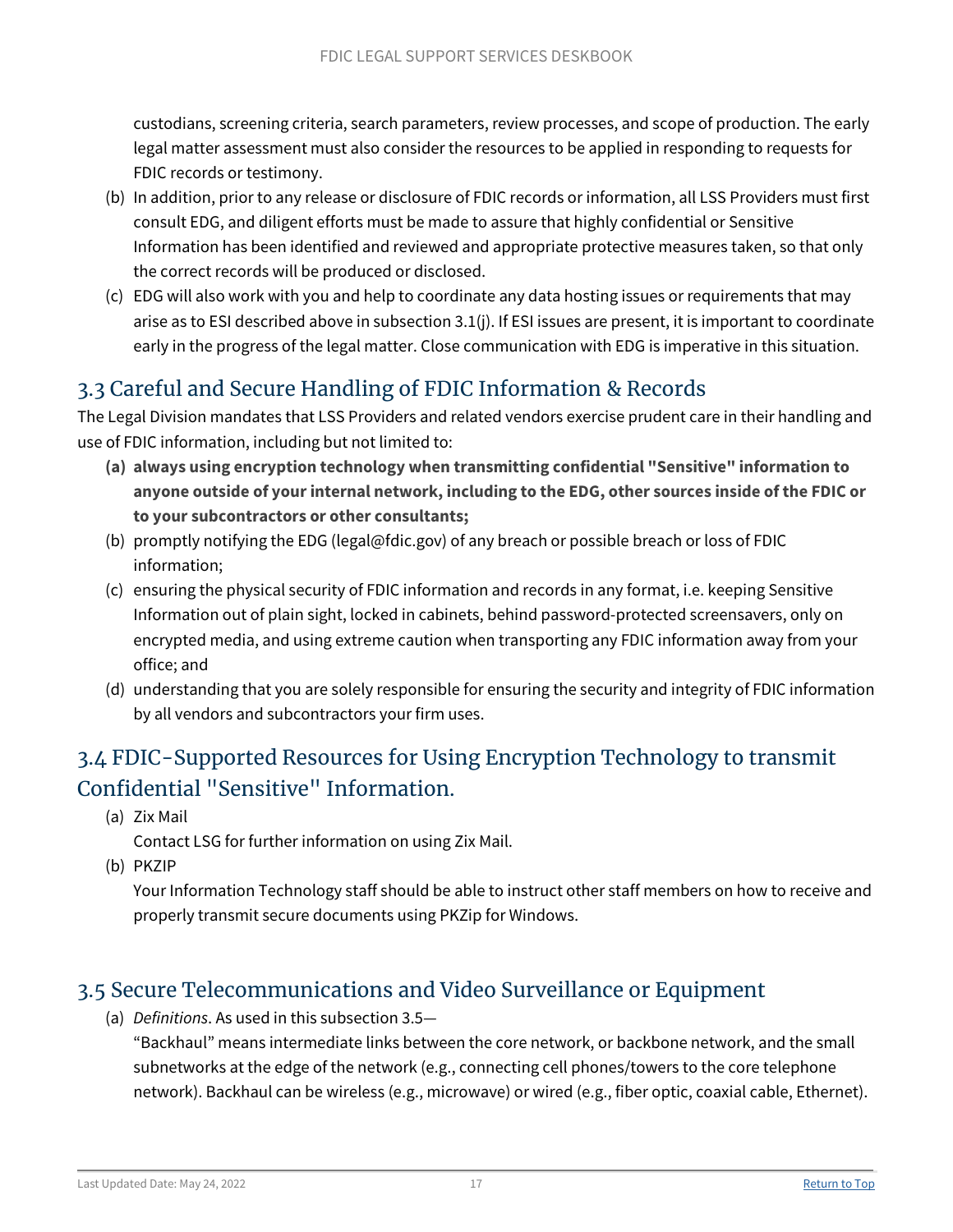custodians, screening criteria, search parameters, review processes, and scope of production. The early legal matter assessment must also consider the resources to be applied in responding to requests for FDIC records or testimony.

(b) In addition, prior to any release or disclosure of FDIC records or information, all LSS Providers must first consult EDG, and diligent efforts must be made to assure that highly confidential or Sensitive Information has been identified and reviewed and appropriate protective measures taken, so that only the correct records will be produced or disclosed.

(c) EDG will also work with you and help to coordinate any data hosting issues or requirements that may arise as to ESI described above in subsection 3.1(j). If ESI issues are present, it is important to coordinate early in the progress of the legal matter. Close communication with EDG is imperative in this situation.

## 3.3 Careful and Secure Handling of FDIC Information & Records

The Legal Division mandates that LSS Providers and related vendors exercise prudent care in their handling and use of FDIC information, including but not limited to:

**(a) always using encryption technology when transmitting confidential "Sensitive" information to anyone outside of your internal network, including to the EDG, other sources inside of the FDIC or to your subcontractors or other consultants;**

(b) promptly notifying the EDG (legal@fdic.gov) of any breach or possible breach or loss of FDIC information;

(c) ensuring the physical security of FDIC information and records in any format, i.e. keeping Sensitive Information out of plain sight, locked in cabinets, behind password-protected screensavers, only on encrypted media, and using extreme caution when transporting any FDIC information away from your office; and

(d) understanding that you are solely responsible for ensuring the security and integrity of FDIC information by all vendors and subcontractors your firm uses.

## 3.4 FDIC-Supported Resources for Using Encryption Technology to transmit Confidential "Sensitive" Information.

(a) Zix Mail

Contact LSG for further information on using Zix Mail.

(b) PKZIP

Your Information Technology staff should be able to instruct other staff members on how to receive and properly transmit secure documents using PKZip for Windows.

## 3.5 Secure Telecommunications and Video Surveillance or Equipment

(a) *Definitions*. As used in this subsection 3.5—

"Backhaul" means intermediate links between the core network, or backbone network, and the small subnetworks at the edge of the network (e.g., connecting cell phones/towers to the core telephone network). Backhaul can be wireless (e.g., microwave) or wired (e.g., fiber optic, coaxial cable, Ethernet).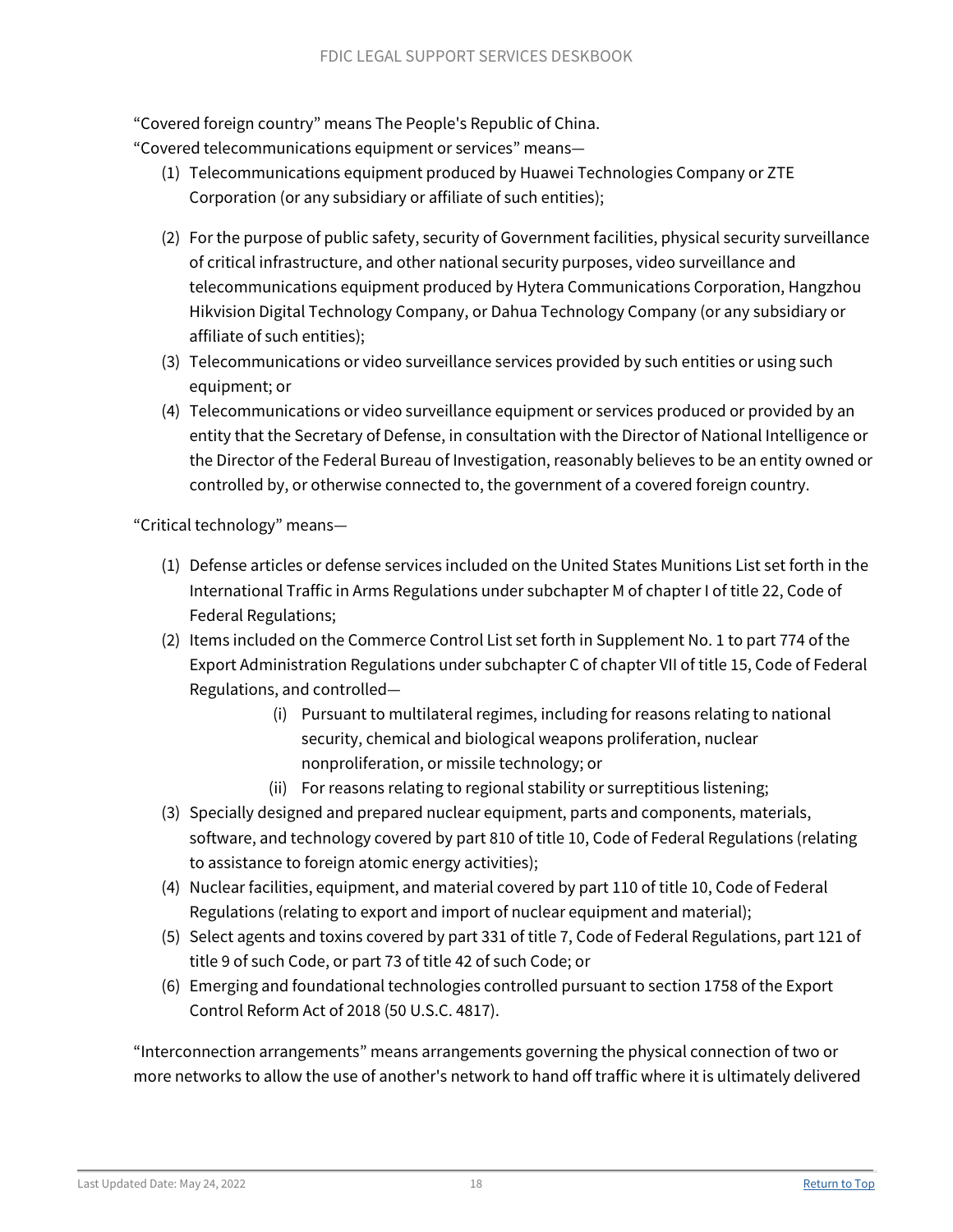"Covered foreign country" means The People's Republic of China.

"Covered telecommunications equipment or services" means—

(1) Telecommunications equipment produced by Huawei Technologies Company or ZTE Corporation (or any subsidiary or affiliate of such entities);

(2) For the purpose of public safety, security of Government facilities, physical security surveillance of critical infrastructure, and other national security purposes, video surveillance and telecommunications equipment produced by Hytera Communications Corporation, Hangzhou Hikvision Digital Technology Company, or Dahua Technology Company (or any subsidiary or affiliate of such entities);

(3) Telecommunications or video surveillance services provided by such entities or using such equipment; or

(4) Telecommunications or video surveillance equipment or services produced or provided by an entity that the Secretary of Defense, in consultation with the Director of National Intelligence or the Director of the Federal Bureau of Investigation, reasonably believes to be an entity owned or controlled by, or otherwise connected to, the government of a covered foreign country.

"Critical technology" means—

(1) Defense articles or defense services included on the United States Munitions List set forth in the International Traffic in Arms Regulations under subchapter M of chapter I of title 22, Code of Federal Regulations;

(2) Items included on the Commerce Control List set forth in Supplement No. 1 to part 774 of the Export Administration Regulations under subchapter C of chapter VII of title 15, Code of Federal Regulations, and controlled—

   (i) Pursuant to multilateral regimes, including for reasons relating to national security, chemical and biological weapons proliferation, nuclear nonproliferation, or missile technology; or

   (ii) For reasons relating to regional stability or surreptitious listening;

(3) Specially designed and prepared nuclear equipment, parts and components, materials, software, and technology covered by part 810 of title 10, Code of Federal Regulations (relating to assistance to foreign atomic energy activities);

(4) Nuclear facilities, equipment, and material covered by part 110 of title 10, Code of Federal Regulations (relating to export and import of nuclear equipment and material);

(5) Select agents and toxins covered by part 331 of title 7, Code of Federal Regulations, part 121 of title 9 of such Code, or part 73 of title 42 of such Code; or

(6) Emerging and foundational technologies controlled pursuant to section 1758 of the Export Control Reform Act of 2018 (50 U.S.C. 4817).

"Interconnection arrangements" means arrangements governing the physical connection of two or more networks to allow the use of another's network to hand off traffic where it is ultimately delivered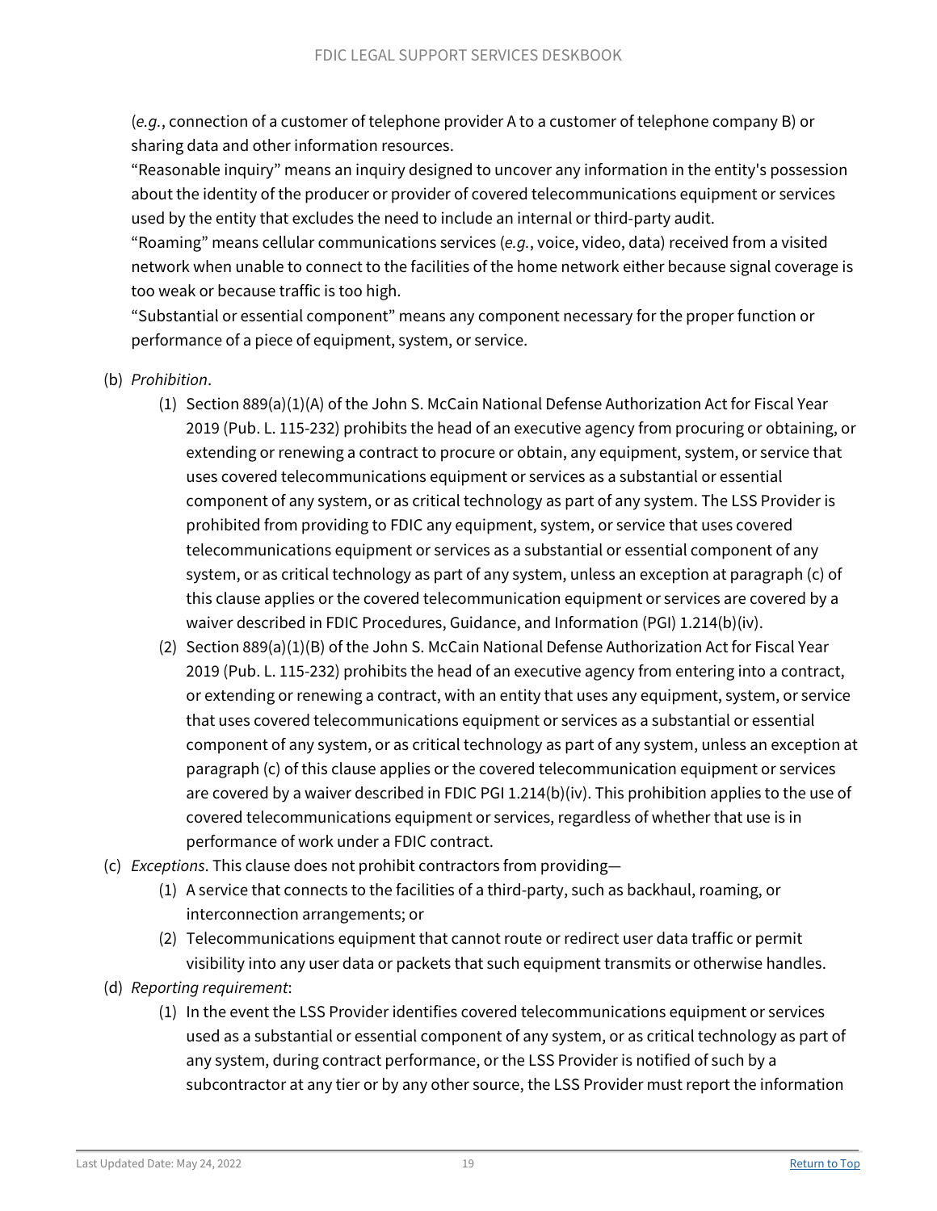(*e.g.*, connection of a customer of telephone provider A to a customer of telephone company B) or sharing data and other information resources.

"Reasonable inquiry" means an inquiry designed to uncover any information in the entity's possession about the identity of the producer or provider of covered telecommunications equipment or services used by the entity that excludes the need to include an internal or third-party audit.

"Roaming" means cellular communications services (*e.g.*, voice, video, data) received from a visited network when unable to connect to the facilities of the home network either because signal coverage is too weak or because traffic is too high.

"Substantial or essential component" means any component necessary for the proper function or performance of a piece of equipment, system, or service.

(b) *Prohibition*.

(1) Section 889(a)(1)(A) of the John S. McCain National Defense Authorization Act for Fiscal Year 2019 (Pub. L. 115-232) prohibits the head of an executive agency from procuring or obtaining, or extending or renewing a contract to procure or obtain, any equipment, system, or service that uses covered telecommunications equipment or services as a substantial or essential component of any system, or as critical technology as part of any system. The LSS Provider is prohibited from providing to FDIC any equipment, system, or service that uses covered telecommunications equipment or services as a substantial or essential component of any system, or as critical technology as part of any system, unless an exception at paragraph (c) of this clause applies or the covered telecommunication equipment or services are covered by a waiver described in FDIC Procedures, Guidance, and Information (PGI) 1.214(b)(iv).

(2) Section 889(a)(1)(B) of the John S. McCain National Defense Authorization Act for Fiscal Year 2019 (Pub. L. 115-232) prohibits the head of an executive agency from entering into a contract, or extending or renewing a contract, with an entity that uses any equipment, system, or service that uses covered telecommunications equipment or services as a substantial or essential component of any system, or as critical technology as part of any system, unless an exception at paragraph (c) of this clause applies or the covered telecommunication equipment or services are covered by a waiver described in FDIC PGI 1.214(b)(iv). This prohibition applies to the use of covered telecommunications equipment or services, regardless of whether that use is in performance of work under a FDIC contract.

(c) *Exceptions*. This clause does not prohibit contractors from providing—

(1) A service that connects to the facilities of a third-party, such as backhaul, roaming, or interconnection arrangements; or

(2) Telecommunications equipment that cannot route or redirect user data traffic or permit visibility into any user data or packets that such equipment transmits or otherwise handles.

(d) *Reporting requirement*:

(1) In the event the LSS Provider identifies covered telecommunications equipment or services used as a substantial or essential component of any system, or as critical technology as part of any system, during contract performance, or the LSS Provider is notified of such by a subcontractor at any tier or by any other source, the LSS Provider must report the information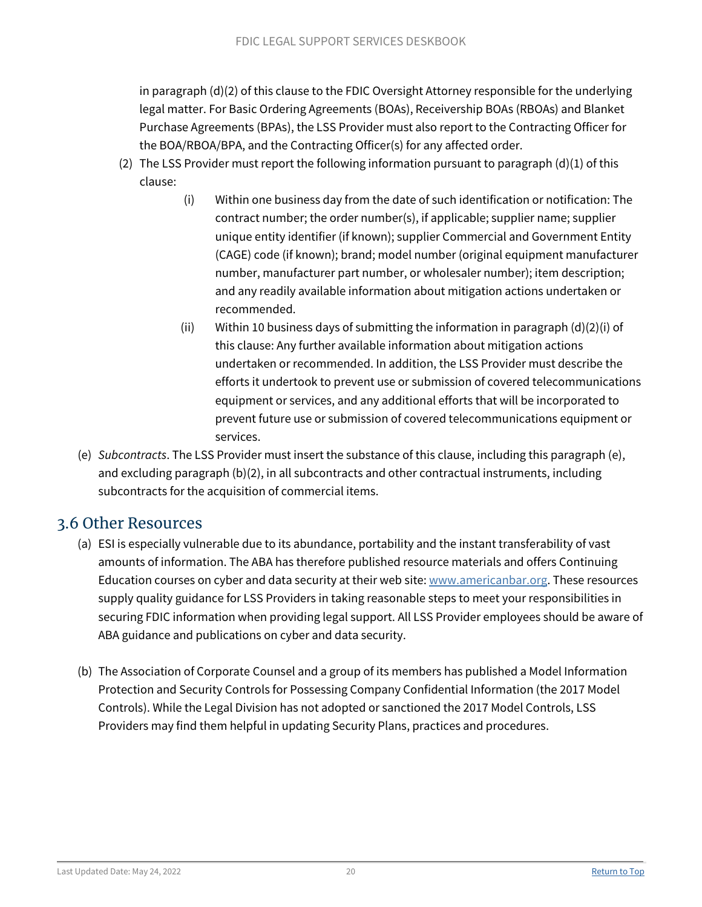in paragraph (d)(2) of this clause to the FDIC Oversight Attorney responsible for the underlying legal matter. For Basic Ordering Agreements (BOAs), Receivership BOAs (RBOAs) and Blanket Purchase Agreements (BPAs), the LSS Provider must also report to the Contracting Officer for the BOA/RBOA/BPA, and the Contracting Officer(s) for any affected order.

(2) The LSS Provider must report the following information pursuant to paragraph (d)(1) of this clause:

(i) Within one business day from the date of such identification or notification: The contract number; the order number(s), if applicable; supplier name; supplier unique entity identifier (if known); supplier Commercial and Government Entity (CAGE) code (if known); brand; model number (original equipment manufacturer number, manufacturer part number, or wholesaler number); item description; and any readily available information about mitigation actions undertaken or recommended.

(ii) Within 10 business days of submitting the information in paragraph (d)(2)(i) of this clause: Any further available information about mitigation actions undertaken or recommended. In addition, the LSS Provider must describe the efforts it undertook to prevent use or submission of covered telecommunications equipment or services, and any additional efforts that will be incorporated to prevent future use or submission of covered telecommunications equipment or services.

(e) *Subcontracts*. The LSS Provider must insert the substance of this clause, including this paragraph (e), and excluding paragraph (b)(2), in all subcontracts and other contractual instruments, including subcontracts for the acquisition of commercial items.

## 3.6 Other Resources

(a) ESI is especially vulnerable due to its abundance, portability and the instant transferability of vast amounts of information. The ABA has therefore published resource materials and offers Continuing Education courses on cyber and data security at their web site: [www.americanbar.org](http://www.americanbar.org). These resources supply quality guidance for LSS Providers in taking reasonable steps to meet your responsibilities in securing FDIC information when providing legal support. All LSS Provider employees should be aware of ABA guidance and publications on cyber and data security.

(b) The Association of Corporate Counsel and a group of its members has published a Model Information Protection and Security Controls for Possessing Company Confidential Information (the 2017 Model Controls). While the Legal Division has not adopted or sanctioned the 2017 Model Controls, LSS Providers may find them helpful in updating Security Plans, practices and procedures.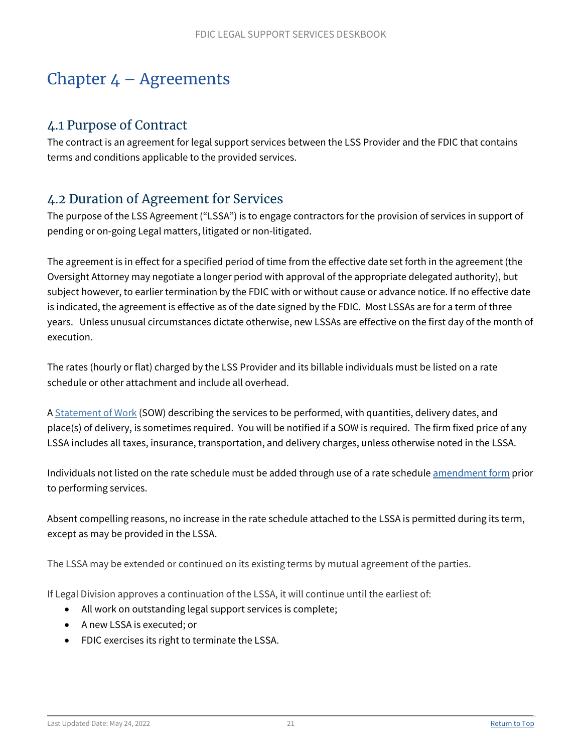# Chapter 4 – Agreements

## 4.1 Purpose of Contract

The contract is an agreement for legal support services between the LSS Provider and the FDIC that contains terms and conditions applicable to the provided services.

## 4.2 Duration of Agreement for Services

The purpose of the LSS Agreement ("LSSA") is to engage contractors for the provision of services in support of pending or on-going Legal matters, litigated or non-litigated.

The agreement is in effect for a specified period of time from the effective date set forth in the agreement (the Oversight Attorney may negotiate a longer period with approval of the appropriate delegated authority), but subject however, to earlier termination by the FDIC with or without cause or advance notice. If no effective date is indicated, the agreement is effective as of the date signed by the FDIC. Most LSSAs are for a term of three years. Unless unusual circumstances dictate otherwise, new LSSAs are effective on the first day of the month of execution.

The rates (hourly or flat) charged by the LSS Provider and its billable individuals must be listed on a rate schedule or other attachment and include all overhead.

A Statement of Work (SOW) describing the services to be performed, with quantities, delivery dates, and place(s) of delivery, is sometimes required. You will be notified if a SOW is required. The firm fixed price of any LSSA includes all taxes, insurance, transportation, and delivery charges, unless otherwise noted in the LSSA.

Individuals not listed on the rate schedule must be added through use of a rate schedule amendment form prior to performing services.

Absent compelling reasons, no increase in the rate schedule attached to the LSSA is permitted during its term, except as may be provided in the LSSA.

The LSSA may be extended or continued on its existing terms by mutual agreement of the parties.

If Legal Division approves a continuation of the LSSA, it will continue until the earliest of:

- All work on outstanding legal support services is complete;
- A new LSSA is executed; or
- FDIC exercises its right to terminate the LSSA.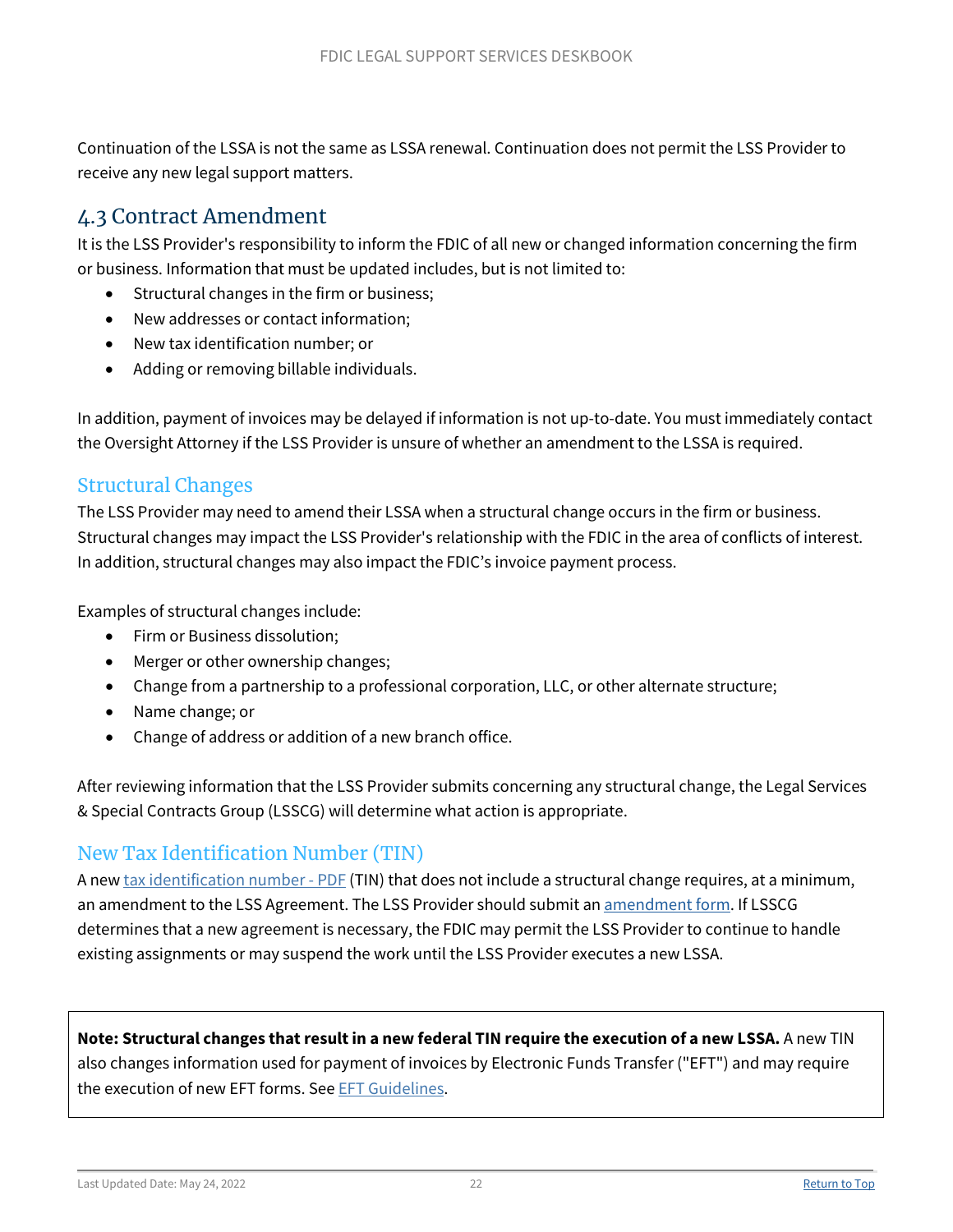Continuation of the LSSA is not the same as LSSA renewal. Continuation does not permit the LSS Provider to receive any new legal support matters.

## 4.3 Contract Amendment

It is the LSS Provider's responsibility to inform the FDIC of all new or changed information concerning the firm or business. Information that must be updated includes, but is not limited to:

- Structural changes in the firm or business;
- New addresses or contact information;
- New tax identification number; or
- Adding or removing billable individuals.

In addition, payment of invoices may be delayed if information is not up-to-date. You must immediately contact the Oversight Attorney if the LSS Provider is unsure of whether an amendment to the LSSA is required.

### Structural Changes

The LSS Provider may need to amend their LSSA when a structural change occurs in the firm or business. Structural changes may impact the LSS Provider's relationship with the FDIC in the area of conflicts of interest. In addition, structural changes may also impact the FDIC's invoice payment process.

Examples of structural changes include:

- Firm or Business dissolution;
- Merger or other ownership changes;
- Change from a partnership to a professional corporation, LLC, or other alternate structure;
- Name change; or
- Change of address or addition of a new branch office.

After reviewing information that the LSS Provider submits concerning any structural change, the Legal Services & Special Contracts Group (LSSCG) will determine what action is appropriate.

### New Tax Identification Number (TIN)

A new tax identification number - PDF (TIN) that does not include a structural change requires, at a minimum, an amendment to the LSS Agreement. The LSS Provider should submit an amendment form. If LSSCG determines that a new agreement is necessary, the FDIC may permit the LSS Provider to continue to handle existing assignments or may suspend the work until the LSS Provider executes a new LSSA.

**Note: Structural changes that result in a new federal TIN require the execution of a new LSSA.** A new TIN also changes information used for payment of invoices by Electronic Funds Transfer ("EFT") and may require the execution of new EFT forms. See EFT Guidelines.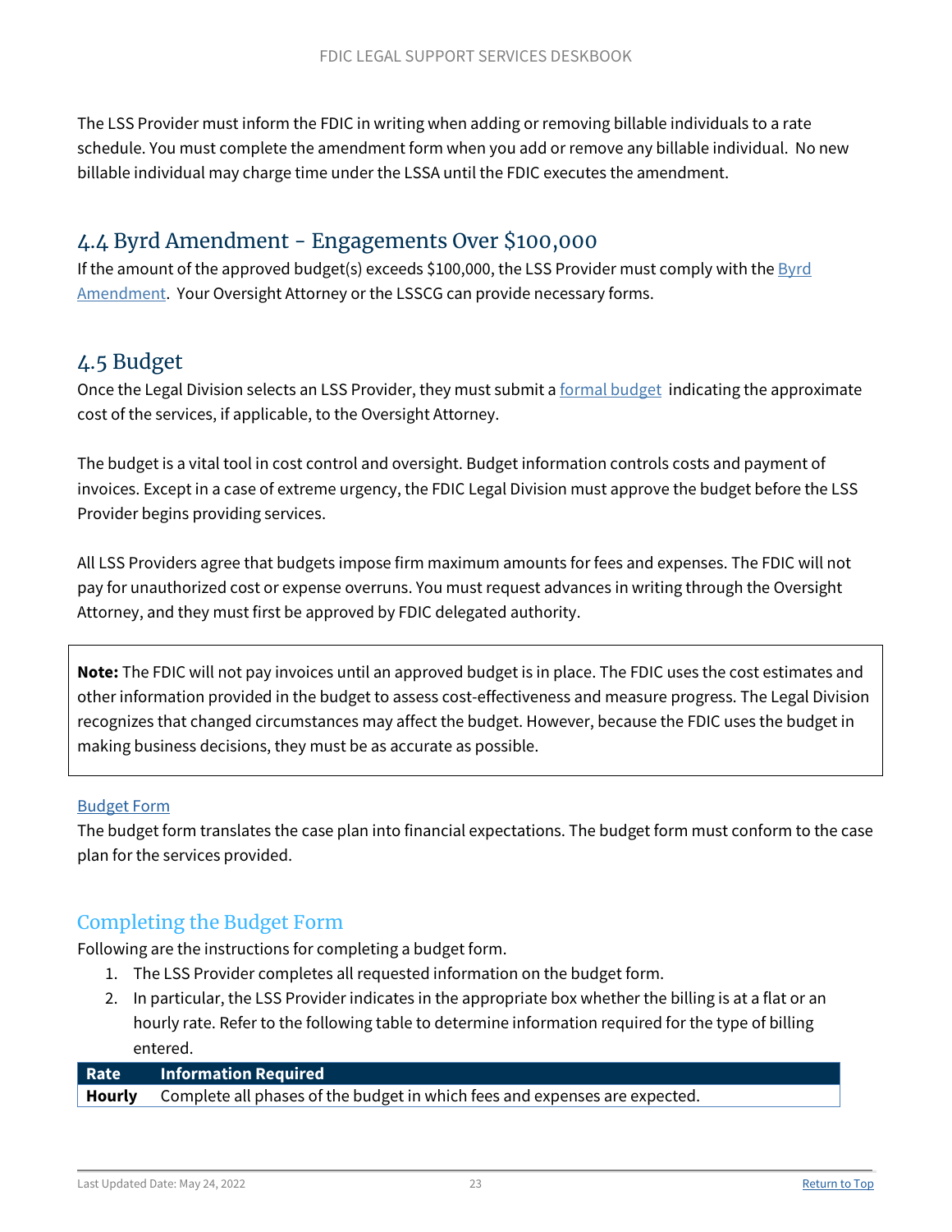The LSS Provider must inform the FDIC in writing when adding or removing billable individuals to a rate schedule. You must complete the amendment form when you add or remove any billable individual. No new billable individual may charge time under the LSSA until the FDIC executes the amendment.

## 4.4 Byrd Amendment - Engagements Over $100,000

If the amount of the approved budget(s) exceeds $100,000, the LSS Provider must comply with the Byrd Amendment. Your Oversight Attorney or the LSSCG can provide necessary forms.

## 4.5 Budget

Once the Legal Division selects an LSS Provider, they must submit a formal budget indicating the approximate cost of the services, if applicable, to the Oversight Attorney.

The budget is a vital tool in cost control and oversight. Budget information controls costs and payment of invoices. Except in a case of extreme urgency, the FDIC Legal Division must approve the budget before the LSS Provider begins providing services.

All LSS Providers agree that budgets impose firm maximum amounts for fees and expenses. The FDIC will not pay for unauthorized cost or expense overruns. You must request advances in writing through the Oversight Attorney, and they must first be approved by FDIC delegated authority.

> **Note:** The FDIC will not pay invoices until an approved budget is in place. The FDIC uses the cost estimates and other information provided in the budget to assess cost-effectiveness and measure progress. The Legal Division recognizes that changed circumstances may affect the budget. However, because the FDIC uses the budget in making business decisions, they must be as accurate as possible.

Budget Form

The budget form translates the case plan into financial expectations. The budget form must conform to the case plan for the services provided.

### Completing the Budget Form

Following are the instructions for completing a budget form.

1. The LSS Provider completes all requested information on the budget form.
2. In particular, the LSS Provider indicates in the appropriate box whether the billing is at a flat or an hourly rate. Refer to the following table to determine information required for the type of billing entered.

| Rate | Information Required |
|---|---|
| **Hourly** | Complete all phases of the budget in which fees and expenses are expected. |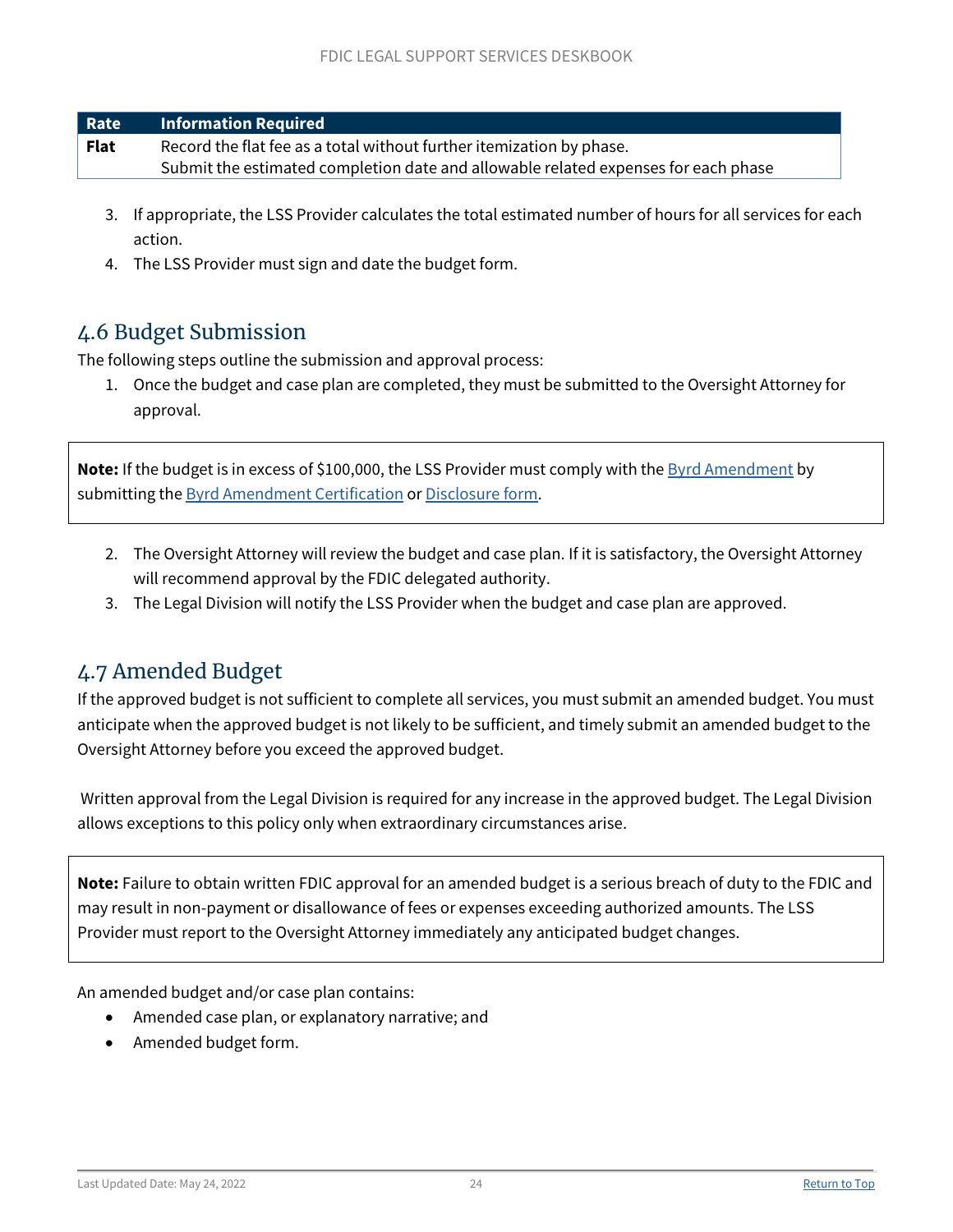| Rate | Information Required |
| --- | --- |
| **Flat** | Record the flat fee as a total without further itemization by phase.<br>Submit the estimated completion date and allowable related expenses for each phase |

3. If appropriate, the LSS Provider calculates the total estimated number of hours for all services for each action.
4. The LSS Provider must sign and date the budget form.

## 4.6 Budget Submission

The following steps outline the submission and approval process:

1. Once the budget and case plan are completed, they must be submitted to the Oversight Attorney for approval.

**Note:** If the budget is in excess of $100,000, the LSS Provider must comply with the Byrd Amendment by submitting the Byrd Amendment Certification or Disclosure form.

2. The Oversight Attorney will review the budget and case plan. If it is satisfactory, the Oversight Attorney will recommend approval by the FDIC delegated authority.
3. The Legal Division will notify the LSS Provider when the budget and case plan are approved.

## 4.7 Amended Budget

If the approved budget is not sufficient to complete all services, you must submit an amended budget. You must anticipate when the approved budget is not likely to be sufficient, and timely submit an amended budget to the Oversight Attorney before you exceed the approved budget.

Written approval from the Legal Division is required for any increase in the approved budget. The Legal Division allows exceptions to this policy only when extraordinary circumstances arise.

**Note:** Failure to obtain written FDIC approval for an amended budget is a serious breach of duty to the FDIC and may result in non-payment or disallowance of fees or expenses exceeding authorized amounts. The LSS Provider must report to the Oversight Attorney immediately any anticipated budget changes.

An amended budget and/or case plan contains:

- Amended case plan, or explanatory narrative; and
- Amended budget form.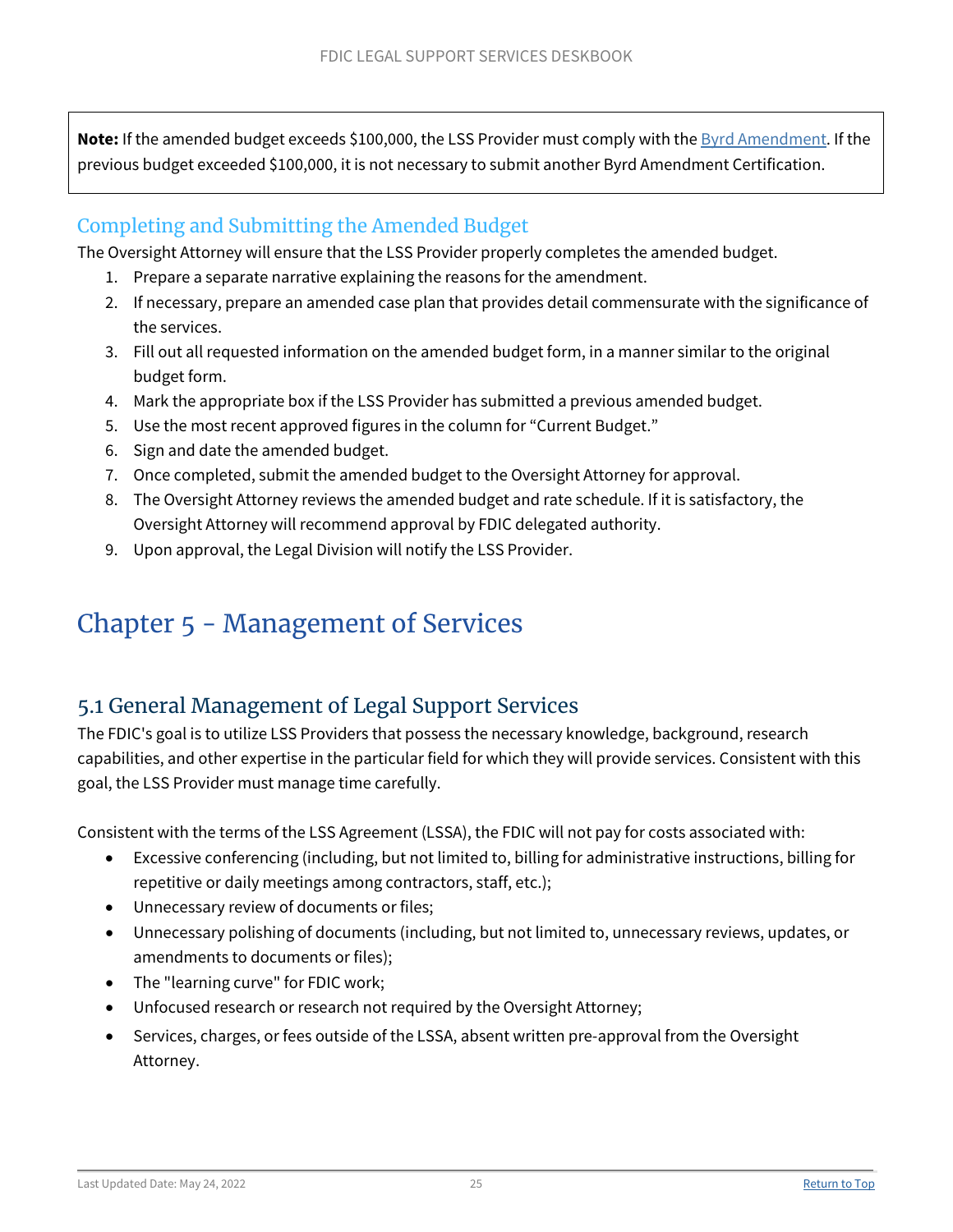**Note:** If the amended budget exceeds $100,000, the LSS Provider must comply with the [Byrd Amendment](). If the previous budget exceeded $100,000, it is not necessary to submit another Byrd Amendment Certification.

### Completing and Submitting the Amended Budget

The Oversight Attorney will ensure that the LSS Provider properly completes the amended budget.

1. Prepare a separate narrative explaining the reasons for the amendment.
2. If necessary, prepare an amended case plan that provides detail commensurate with the significance of the services.
3. Fill out all requested information on the amended budget form, in a manner similar to the original budget form.
4. Mark the appropriate box if the LSS Provider has submitted a previous amended budget.
5. Use the most recent approved figures in the column for "Current Budget."
6. Sign and date the amended budget.
7. Once completed, submit the amended budget to the Oversight Attorney for approval.
8. The Oversight Attorney reviews the amended budget and rate schedule. If it is satisfactory, the Oversight Attorney will recommend approval by FDIC delegated authority.
9. Upon approval, the Legal Division will notify the LSS Provider.

# Chapter 5 - Management of Services

## 5.1 General Management of Legal Support Services

The FDIC's goal is to utilize LSS Providers that possess the necessary knowledge, background, research capabilities, and other expertise in the particular field for which they will provide services. Consistent with this goal, the LSS Provider must manage time carefully.

Consistent with the terms of the LSS Agreement (LSSA), the FDIC will not pay for costs associated with:

- Excessive conferencing (including, but not limited to, billing for administrative instructions, billing for repetitive or daily meetings among contractors, staff, etc.);
- Unnecessary review of documents or files;
- Unnecessary polishing of documents (including, but not limited to, unnecessary reviews, updates, or amendments to documents or files);
- The "learning curve" for FDIC work;
- Unfocused research or research not required by the Oversight Attorney;
- Services, charges, or fees outside of the LSSA, absent written pre-approval from the Oversight Attorney.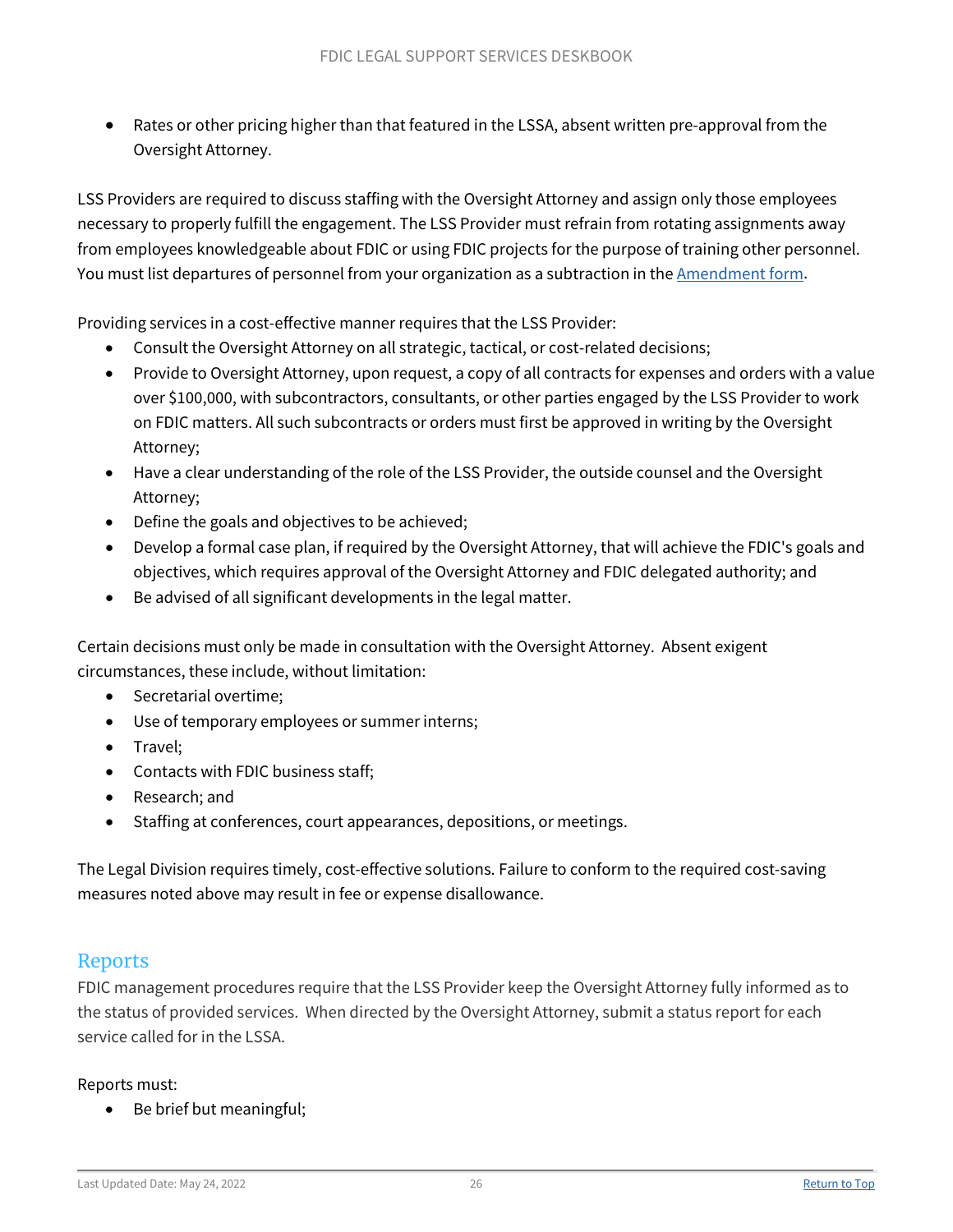- Rates or other pricing higher than that featured in the LSSA, absent written pre-approval from the Oversight Attorney.

LSS Providers are required to discuss staffing with the Oversight Attorney and assign only those employees necessary to properly fulfill the engagement. The LSS Provider must refrain from rotating assignments away from employees knowledgeable about FDIC or using FDIC projects for the purpose of training other personnel. You must list departures of personnel from your organization as a subtraction in the Amendment form.

Providing services in a cost-effective manner requires that the LSS Provider:

- Consult the Oversight Attorney on all strategic, tactical, or cost-related decisions;
- Provide to Oversight Attorney, upon request, a copy of all contracts for expenses and orders with a value over $100,000, with subcontractors, consultants, or other parties engaged by the LSS Provider to work on FDIC matters. All such subcontracts or orders must first be approved in writing by the Oversight Attorney;
- Have a clear understanding of the role of the LSS Provider, the outside counsel and the Oversight Attorney;
- Define the goals and objectives to be achieved;
- Develop a formal case plan, if required by the Oversight Attorney, that will achieve the FDIC's goals and objectives, which requires approval of the Oversight Attorney and FDIC delegated authority; and
- Be advised of all significant developments in the legal matter.

Certain decisions must only be made in consultation with the Oversight Attorney. Absent exigent circumstances, these include, without limitation:

- Secretarial overtime;
- Use of temporary employees or summer interns;
- Travel;
- Contacts with FDIC business staff;
- Research; and
- Staffing at conferences, court appearances, depositions, or meetings.

The Legal Division requires timely, cost-effective solutions. Failure to conform to the required cost-saving measures noted above may result in fee or expense disallowance.

## Reports

FDIC management procedures require that the LSS Provider keep the Oversight Attorney fully informed as to the status of provided services. When directed by the Oversight Attorney, submit a status report for each service called for in the LSSA.

Reports must:

- Be brief but meaningful;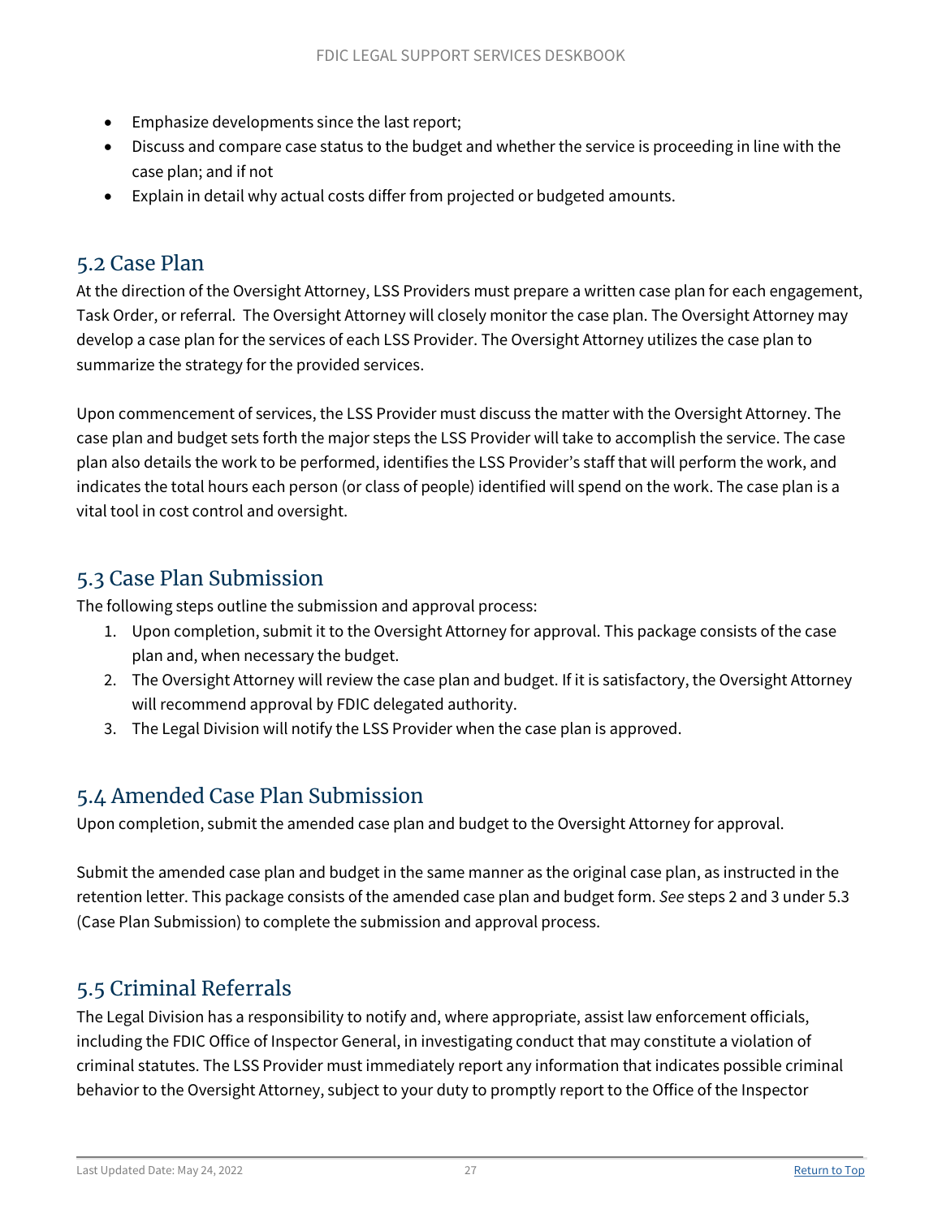- Emphasize developments since the last report;
- Discuss and compare case status to the budget and whether the service is proceeding in line with the case plan; and if not
- Explain in detail why actual costs differ from projected or budgeted amounts.

## 5.2 Case Plan

At the direction of the Oversight Attorney, LSS Providers must prepare a written case plan for each engagement, Task Order, or referral. The Oversight Attorney will closely monitor the case plan. The Oversight Attorney may develop a case plan for the services of each LSS Provider. The Oversight Attorney utilizes the case plan to summarize the strategy for the provided services.

Upon commencement of services, the LSS Provider must discuss the matter with the Oversight Attorney. The case plan and budget sets forth the major steps the LSS Provider will take to accomplish the service. The case plan also details the work to be performed, identifies the LSS Provider's staff that will perform the work, and indicates the total hours each person (or class of people) identified will spend on the work. The case plan is a vital tool in cost control and oversight.

## 5.3 Case Plan Submission

The following steps outline the submission and approval process:

1. Upon completion, submit it to the Oversight Attorney for approval. This package consists of the case plan and, when necessary the budget.
2. The Oversight Attorney will review the case plan and budget. If it is satisfactory, the Oversight Attorney will recommend approval by FDIC delegated authority.
3. The Legal Division will notify the LSS Provider when the case plan is approved.

## 5.4 Amended Case Plan Submission

Upon completion, submit the amended case plan and budget to the Oversight Attorney for approval.

Submit the amended case plan and budget in the same manner as the original case plan, as instructed in the retention letter. This package consists of the amended case plan and budget form. *See* steps 2 and 3 under 5.3 (Case Plan Submission) to complete the submission and approval process.

## 5.5 Criminal Referrals

The Legal Division has a responsibility to notify and, where appropriate, assist law enforcement officials, including the FDIC Office of Inspector General, in investigating conduct that may constitute a violation of criminal statutes. The LSS Provider must immediately report any information that indicates possible criminal behavior to the Oversight Attorney, subject to your duty to promptly report to the Office of the Inspector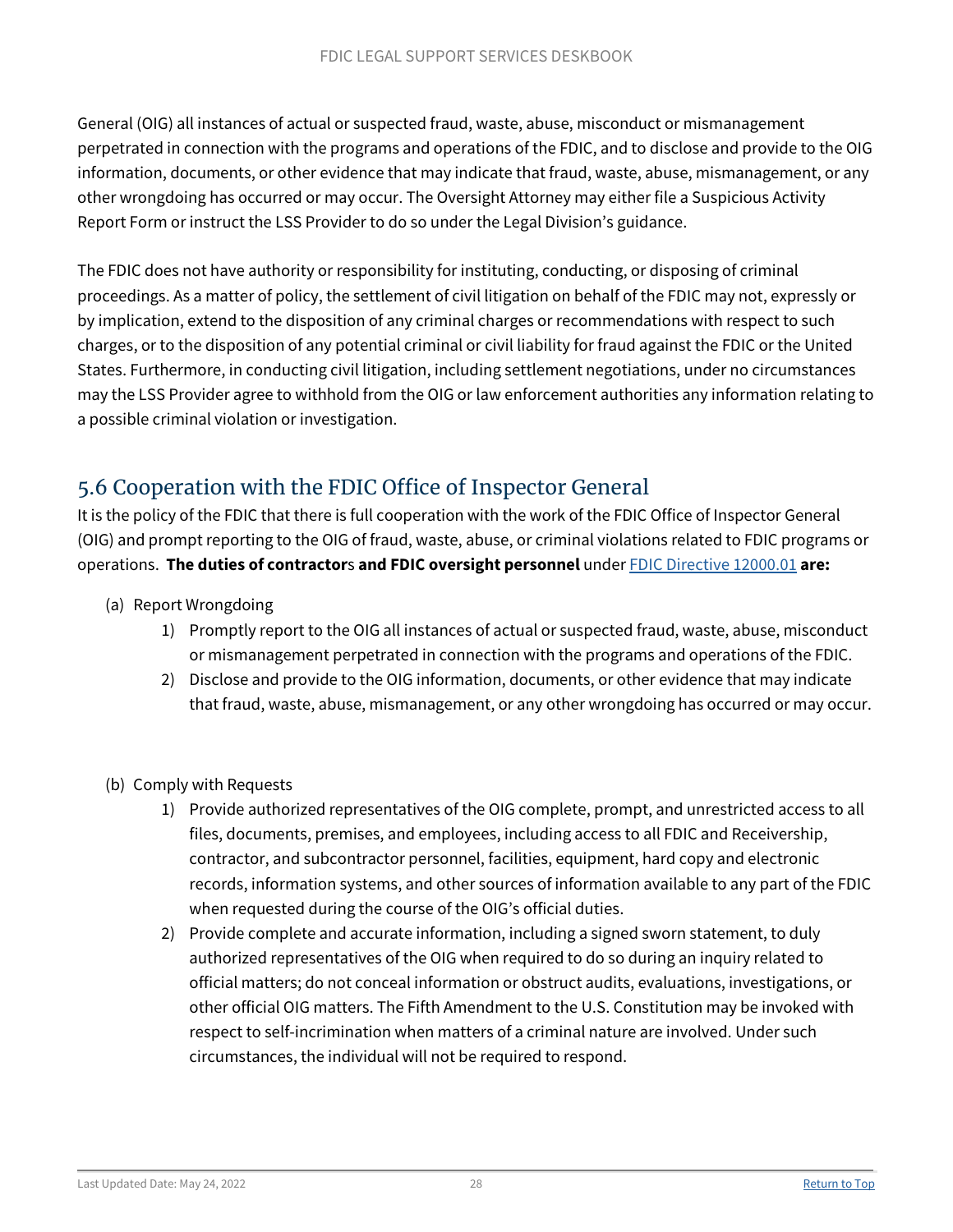General (OIG) all instances of actual or suspected fraud, waste, abuse, misconduct or mismanagement perpetrated in connection with the programs and operations of the FDIC, and to disclose and provide to the OIG information, documents, or other evidence that may indicate that fraud, waste, abuse, mismanagement, or any other wrongdoing has occurred or may occur. The Oversight Attorney may either file a Suspicious Activity Report Form or instruct the LSS Provider to do so under the Legal Division's guidance.

The FDIC does not have authority or responsibility for instituting, conducting, or disposing of criminal proceedings. As a matter of policy, the settlement of civil litigation on behalf of the FDIC may not, expressly or by implication, extend to the disposition of any criminal charges or recommendations with respect to such charges, or to the disposition of any potential criminal or civil liability for fraud against the FDIC or the United States. Furthermore, in conducting civil litigation, including settlement negotiations, under no circumstances may the LSS Provider agree to withhold from the OIG or law enforcement authorities any information relating to a possible criminal violation or investigation.

## 5.6 Cooperation with the FDIC Office of Inspector General

It is the policy of the FDIC that there is full cooperation with the work of the FDIC Office of Inspector General (OIG) and prompt reporting to the OIG of fraud, waste, abuse, or criminal violations related to FDIC programs or operations. **The duties of contractors and FDIC oversight personnel** under FDIC Directive 12000.01 **are:**

(a) Report Wrongdoing

1) Promptly report to the OIG all instances of actual or suspected fraud, waste, abuse, misconduct or mismanagement perpetrated in connection with the programs and operations of the FDIC.
2) Disclose and provide to the OIG information, documents, or other evidence that may indicate that fraud, waste, abuse, mismanagement, or any other wrongdoing has occurred or may occur.

(b) Comply with Requests

1) Provide authorized representatives of the OIG complete, prompt, and unrestricted access to all files, documents, premises, and employees, including access to all FDIC and Receivership, contractor, and subcontractor personnel, facilities, equipment, hard copy and electronic records, information systems, and other sources of information available to any part of the FDIC when requested during the course of the OIG's official duties.
2) Provide complete and accurate information, including a signed sworn statement, to duly authorized representatives of the OIG when required to do so during an inquiry related to official matters; do not conceal information or obstruct audits, evaluations, investigations, or other official OIG matters. The Fifth Amendment to the U.S. Constitution may be invoked with respect to self-incrimination when matters of a criminal nature are involved. Under such circumstances, the individual will not be required to respond.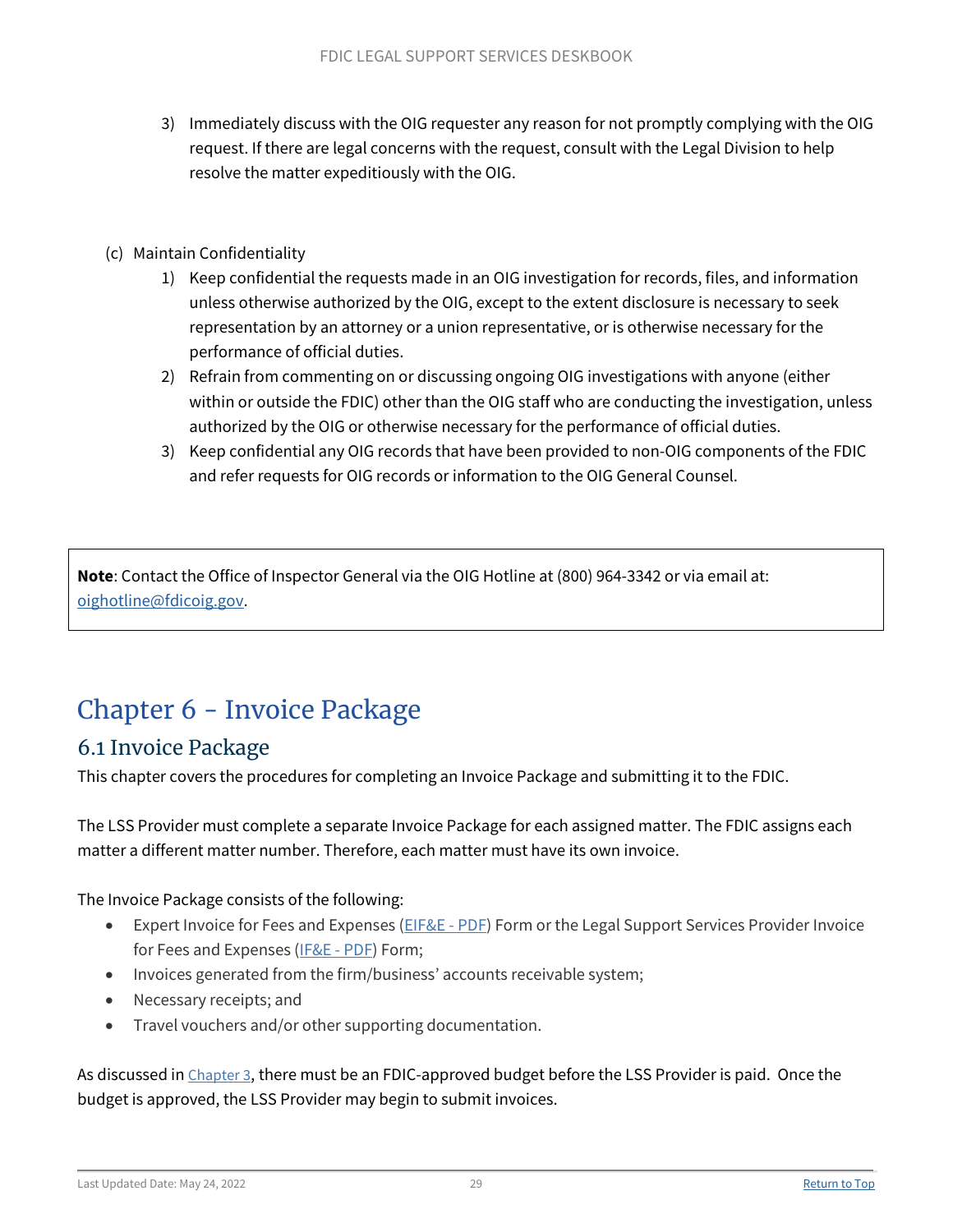3) Immediately discuss with the OIG requester any reason for not promptly complying with the OIG request. If there are legal concerns with the request, consult with the Legal Division to help resolve the matter expeditiously with the OIG.

(c) Maintain Confidentiality

1) Keep confidential the requests made in an OIG investigation for records, files, and information unless otherwise authorized by the OIG, except to the extent disclosure is necessary to seek representation by an attorney or a union representative, or is otherwise necessary for the performance of official duties.
2) Refrain from commenting on or discussing ongoing OIG investigations with anyone (either within or outside the FDIC) other than the OIG staff who are conducting the investigation, unless authorized by the OIG or otherwise necessary for the performance of official duties.
3) Keep confidential any OIG records that have been provided to non-OIG components of the FDIC and refer requests for OIG records or information to the OIG General Counsel.

> **Note**: Contact the Office of Inspector General via the OIG Hotline at (800) 964-3342 or via email at: oighotline@fdicoig.gov.

# Chapter 6 - Invoice Package

## 6.1 Invoice Package

This chapter covers the procedures for completing an Invoice Package and submitting it to the FDIC.

The LSS Provider must complete a separate Invoice Package for each assigned matter. The FDIC assigns each matter a different matter number. Therefore, each matter must have its own invoice.

The Invoice Package consists of the following:

- Expert Invoice for Fees and Expenses (EIF&E - PDF) Form or the Legal Support Services Provider Invoice for Fees and Expenses (IF&E - PDF) Form;
- Invoices generated from the firm/business' accounts receivable system;
- Necessary receipts; and
- Travel vouchers and/or other supporting documentation.

As discussed in Chapter 3, there must be an FDIC-approved budget before the LSS Provider is paid. Once the budget is approved, the LSS Provider may begin to submit invoices.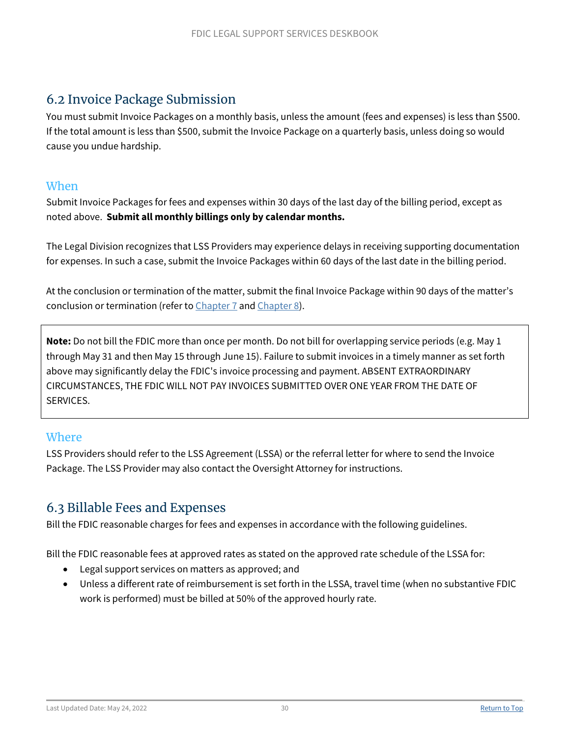## 6.2 Invoice Package Submission

You must submit Invoice Packages on a monthly basis, unless the amount (fees and expenses) is less than $500. If the total amount is less than $500, submit the Invoice Package on a quarterly basis, unless doing so would cause you undue hardship.

### When

Submit Invoice Packages for fees and expenses within 30 days of the last day of the billing period, except as noted above. **Submit all monthly billings only by calendar months.**

The Legal Division recognizes that LSS Providers may experience delays in receiving supporting documentation for expenses. In such a case, submit the Invoice Packages within 60 days of the last date in the billing period.

At the conclusion or termination of the matter, submit the final Invoice Package within 90 days of the matter's conclusion or termination (refer to Chapter 7 and Chapter 8).

> **Note:** Do not bill the FDIC more than once per month. Do not bill for overlapping service periods (e.g. May 1 through May 31 and then May 15 through June 15). Failure to submit invoices in a timely manner as set forth above may significantly delay the FDIC's invoice processing and payment. ABSENT EXTRAORDINARY CIRCUMSTANCES, THE FDIC WILL NOT PAY INVOICES SUBMITTED OVER ONE YEAR FROM THE DATE OF SERVICES.

### Where

LSS Providers should refer to the LSS Agreement (LSSA) or the referral letter for where to send the Invoice Package. The LSS Provider may also contact the Oversight Attorney for instructions.

## 6.3 Billable Fees and Expenses

Bill the FDIC reasonable charges for fees and expenses in accordance with the following guidelines.

Bill the FDIC reasonable fees at approved rates as stated on the approved rate schedule of the LSSA for:

- Legal support services on matters as approved; and
- Unless a different rate of reimbursement is set forth in the LSSA, travel time (when no substantive FDIC work is performed) must be billed at 50% of the approved hourly rate.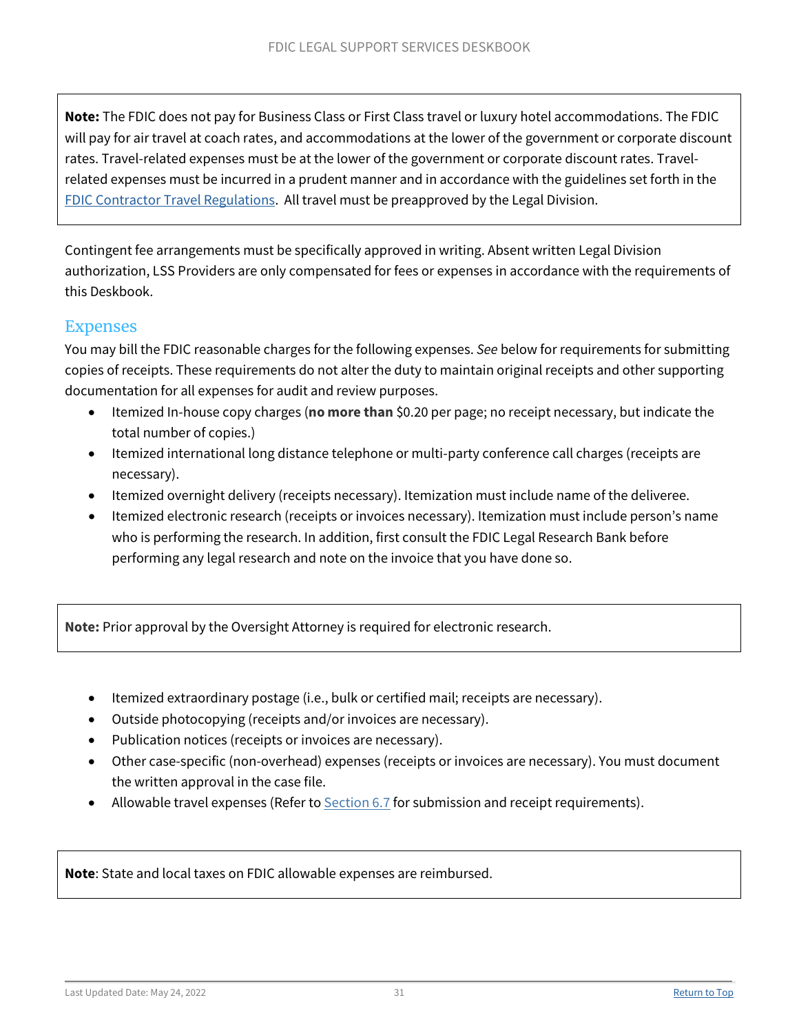> **Note:** The FDIC does not pay for Business Class or First Class travel or luxury hotel accommodations. The FDIC will pay for air travel at coach rates, and accommodations at the lower of the government or corporate discount rates. Travel-related expenses must be at the lower of the government or corporate discount rates. Travel-related expenses must be incurred in a prudent manner and in accordance with the guidelines set forth in the FDIC Contractor Travel Regulations. All travel must be preapproved by the Legal Division.

Contingent fee arrangements must be specifically approved in writing. Absent written Legal Division authorization, LSS Providers are only compensated for fees or expenses in accordance with the requirements of this Deskbook.

## Expenses

You may bill the FDIC reasonable charges for the following expenses. *See* below for requirements for submitting copies of receipts. These requirements do not alter the duty to maintain original receipts and other supporting documentation for all expenses for audit and review purposes.

- Itemized In-house copy charges (**no more than** $0.20 per page; no receipt necessary, but indicate the total number of copies.)
- Itemized international long distance telephone or multi-party conference call charges (receipts are necessary).
- Itemized overnight delivery (receipts necessary). Itemization must include name of the deliveree.
- Itemized electronic research (receipts or invoices necessary). Itemization must include person's name who is performing the research. In addition, first consult the FDIC Legal Research Bank before performing any legal research and note on the invoice that you have done so.

> **Note:** Prior approval by the Oversight Attorney is required for electronic research.

- Itemized extraordinary postage (i.e., bulk or certified mail; receipts are necessary).
- Outside photocopying (receipts and/or invoices are necessary).
- Publication notices (receipts or invoices are necessary).
- Other case-specific (non-overhead) expenses (receipts or invoices are necessary). You must document the written approval in the case file.
- Allowable travel expenses (Refer to Section 6.7 for submission and receipt requirements).

> **Note**: State and local taxes on FDIC allowable expenses are reimbursed.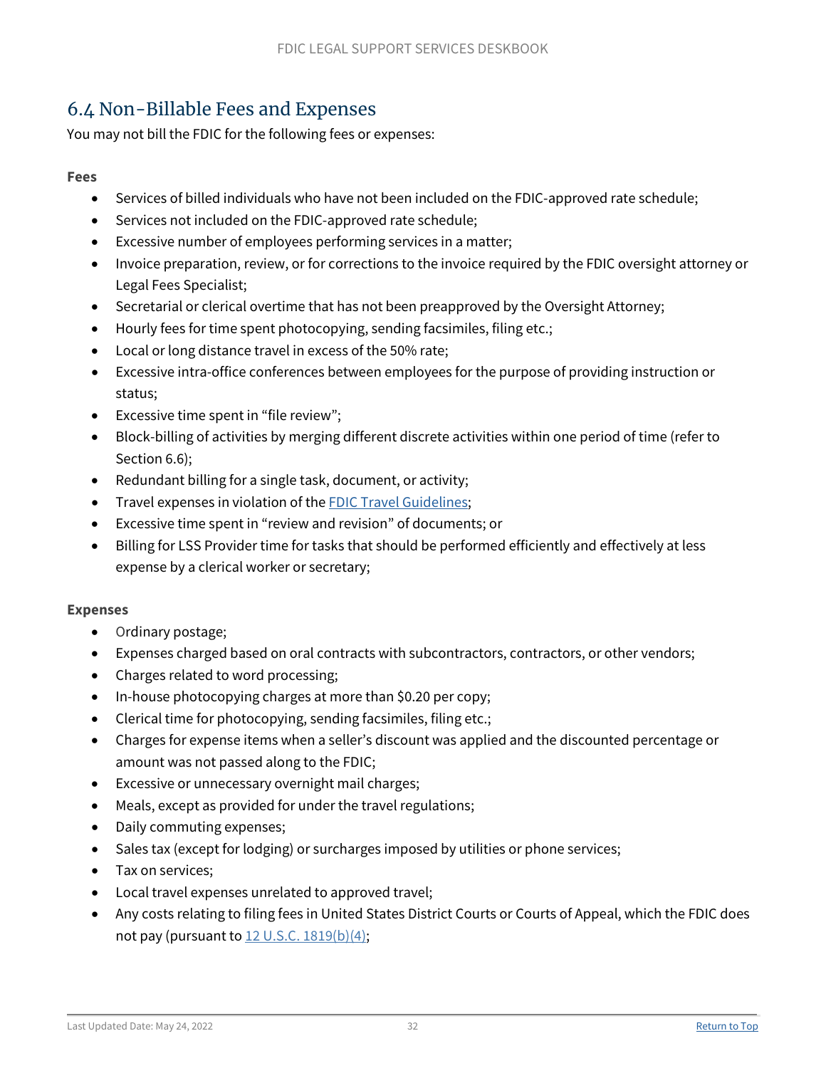## 6.4 Non-Billable Fees and Expenses

You may not bill the FDIC for the following fees or expenses:

**Fees**

- Services of billed individuals who have not been included on the FDIC-approved rate schedule;
- Services not included on the FDIC-approved rate schedule;
- Excessive number of employees performing services in a matter;
- Invoice preparation, review, or for corrections to the invoice required by the FDIC oversight attorney or Legal Fees Specialist;
- Secretarial or clerical overtime that has not been preapproved by the Oversight Attorney;
- Hourly fees for time spent photocopying, sending facsimiles, filing etc.;
- Local or long distance travel in excess of the 50% rate;
- Excessive intra-office conferences between employees for the purpose of providing instruction or status;
- Excessive time spent in "file review";
- Block-billing of activities by merging different discrete activities within one period of time (refer to Section 6.6);
- Redundant billing for a single task, document, or activity;
- Travel expenses in violation of the FDIC Travel Guidelines;
- Excessive time spent in "review and revision" of documents; or
- Billing for LSS Provider time for tasks that should be performed efficiently and effectively at less expense by a clerical worker or secretary;

**Expenses**

- Ordinary postage;
- Expenses charged based on oral contracts with subcontractors, contractors, or other vendors;
- Charges related to word processing;
- In-house photocopying charges at more than $0.20 per copy;
- Clerical time for photocopying, sending facsimiles, filing etc.;
- Charges for expense items when a seller's discount was applied and the discounted percentage or amount was not passed along to the FDIC;
- Excessive or unnecessary overnight mail charges;
- Meals, except as provided for under the travel regulations;
- Daily commuting expenses;
- Sales tax (except for lodging) or surcharges imposed by utilities or phone services;
- Tax on services;
- Local travel expenses unrelated to approved travel;
- Any costs relating to filing fees in United States District Courts or Courts of Appeal, which the FDIC does not pay (pursuant to 12 U.S.C. 1819(b)(4);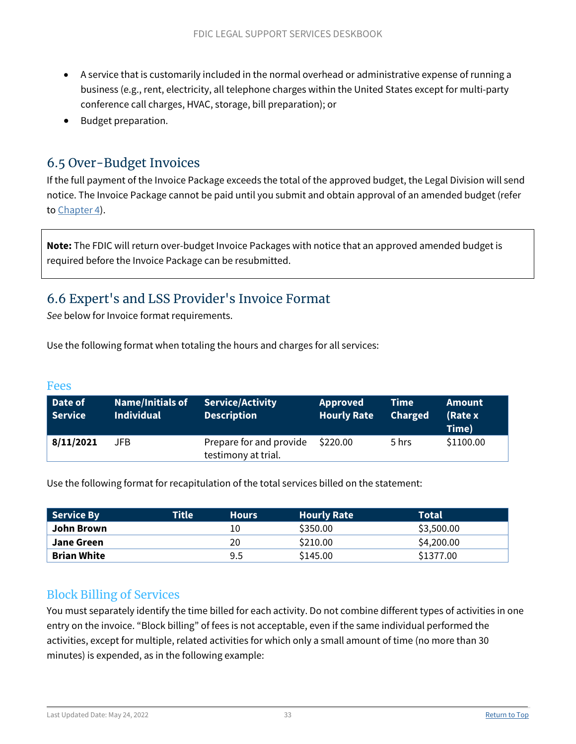- A service that is customarily included in the normal overhead or administrative expense of running a business (e.g., rent, electricity, all telephone charges within the United States except for multi-party conference call charges, HVAC, storage, bill preparation); or
- Budget preparation.

## 6.5 Over-Budget Invoices

If the full payment of the Invoice Package exceeds the total of the approved budget, the Legal Division will send notice. The Invoice Package cannot be paid until you submit and obtain approval of an amended budget (refer to Chapter 4).

**Note:** The FDIC will return over-budget Invoice Packages with notice that an approved amended budget is required before the Invoice Package can be resubmitted.

## 6.6 Expert's and LSS Provider's Invoice Format

*See* below for Invoice format requirements.

Use the following format when totaling the hours and charges for all services:

### Fees

| Date of Service | Name/Initials of Individual | Service/Activity Description | Approved Hourly Rate | Time Charged | Amount (Rate x Time) |
|---|---|---|---|---|---|
| **8/11/2021** | JFB | Prepare for and provide testimony at trial. | $220.00 | 5 hrs | $1100.00 |

Use the following format for recapitulation of the total services billed on the statement:

| Service By | Title | Hours | Hourly Rate | Total |
|---|---|---|---|---|
| **John Brown** | | 10 | $350.00 | $3,500.00 |
| **Jane Green** | | 20 | $210.00 | $4,200.00 |
| **Brian White** | | 9.5 | $145.00 | $1377.00 |

### Block Billing of Services

You must separately identify the time billed for each activity. Do not combine different types of activities in one entry on the invoice. “Block billing” of fees is not acceptable, even if the same individual performed the activities, except for multiple, related activities for which only a small amount of time (no more than 30 minutes) is expended, as in the following example: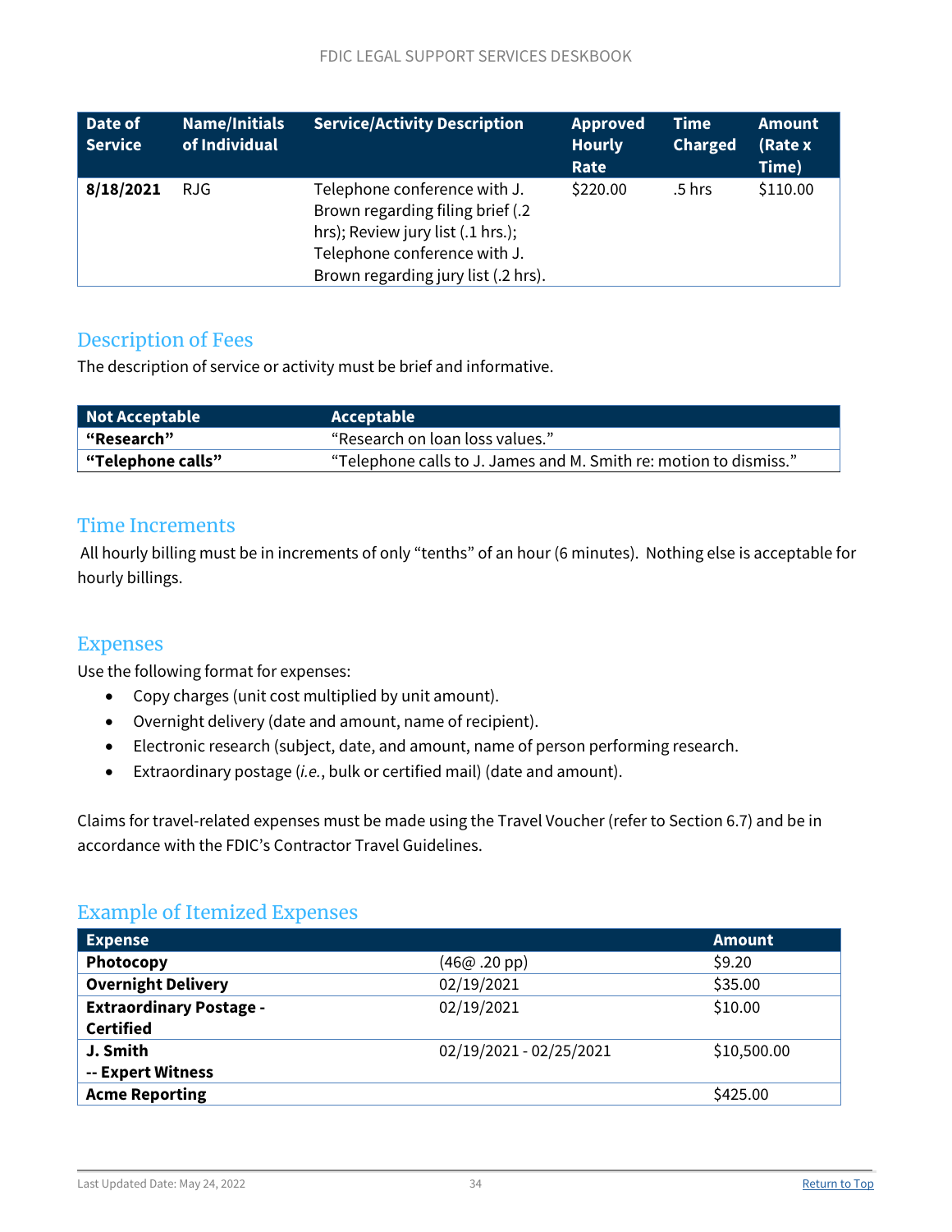| Date of Service | Name/Initials of Individual | Service/Activity Description | Approved Hourly Rate | Time Charged | Amount (Rate x Time) |
|---|---|---|---|---|---|
| **8/18/2021** | RJG | Telephone conference with J. Brown regarding filing brief (.2 hrs); Review jury list (.1 hrs.); Telephone conference with J. Brown regarding jury list (.2 hrs). | $220.00 | .5 hrs | $110.00 |

## Description of Fees

The description of service or activity must be brief and informative.

| Not Acceptable | Acceptable |
|---|---|
| **"Research"** | "Research on loan loss values." |
| **"Telephone calls"** | "Telephone calls to J. James and M. Smith re: motion to dismiss." |

## Time Increments

All hourly billing must be in increments of only "tenths" of an hour (6 minutes). Nothing else is acceptable for hourly billings.

## Expenses

Use the following format for expenses:

- Copy charges (unit cost multiplied by unit amount).
- Overnight delivery (date and amount, name of recipient).
- Electronic research (subject, date, and amount, name of person performing research.
- Extraordinary postage (*i.e.*, bulk or certified mail) (date and amount).

Claims for travel-related expenses must be made using the Travel Voucher (refer to Section 6.7) and be in accordance with the FDIC's Contractor Travel Guidelines.

## Example of Itemized Expenses

| Expense | | Amount |
|---|---|---|
| **Photocopy** | (46@ .20 pp) | $9.20 |
| **Overnight Delivery** | 02/19/2021 | $35.00 |
| **Extraordinary Postage - Certified** | 02/19/2021 | $10.00 |
| **J. Smith -- Expert Witness** | 02/19/2021 - 02/25/2021 | $10,500.00 |
| **Acme Reporting** | | $425.00 |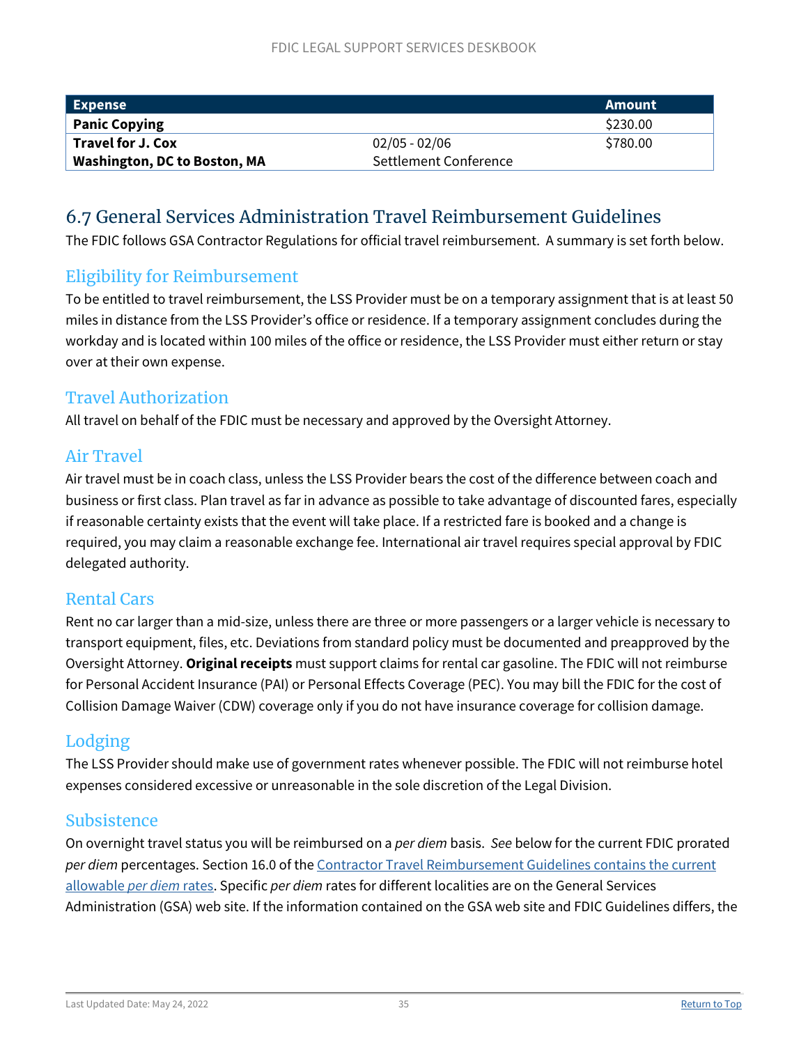| Expense | | Amount |
|---|---|---|
| **Panic Copying** | | $230.00 |
| **Travel for J. Cox**<br>**Washington, DC to Boston, MA** | 02/05 - 02/06<br>Settlement Conference | $780.00 |

## 6.7 General Services Administration Travel Reimbursement Guidelines

The FDIC follows GSA Contractor Regulations for official travel reimbursement. A summary is set forth below.

### Eligibility for Reimbursement

To be entitled to travel reimbursement, the LSS Provider must be on a temporary assignment that is at least 50 miles in distance from the LSS Provider's office or residence. If a temporary assignment concludes during the workday and is located within 100 miles of the office or residence, the LSS Provider must either return or stay over at their own expense.

### Travel Authorization

All travel on behalf of the FDIC must be necessary and approved by the Oversight Attorney.

### Air Travel

Air travel must be in coach class, unless the LSS Provider bears the cost of the difference between coach and business or first class. Plan travel as far in advance as possible to take advantage of discounted fares, especially if reasonable certainty exists that the event will take place. If a restricted fare is booked and a change is required, you may claim a reasonable exchange fee. International air travel requires special approval by FDIC delegated authority.

### Rental Cars

Rent no car larger than a mid-size, unless there are three or more passengers or a larger vehicle is necessary to transport equipment, files, etc. Deviations from standard policy must be documented and preapproved by the Oversight Attorney. **Original receipts** must support claims for rental car gasoline. The FDIC will not reimburse for Personal Accident Insurance (PAI) or Personal Effects Coverage (PEC). You may bill the FDIC for the cost of Collision Damage Waiver (CDW) coverage only if you do not have insurance coverage for collision damage.

### Lodging

The LSS Provider should make use of government rates whenever possible. The FDIC will not reimburse hotel expenses considered excessive or unreasonable in the sole discretion of the Legal Division.

### Subsistence

On overnight travel status you will be reimbursed on a *per diem* basis. *See* below for the current FDIC prorated *per diem* percentages. Section 16.0 of the Contractor Travel Reimbursement Guidelines contains the current allowable *per diem* rates. Specific *per diem* rates for different localities are on the General Services Administration (GSA) web site. If the information contained on the GSA web site and FDIC Guidelines differs, the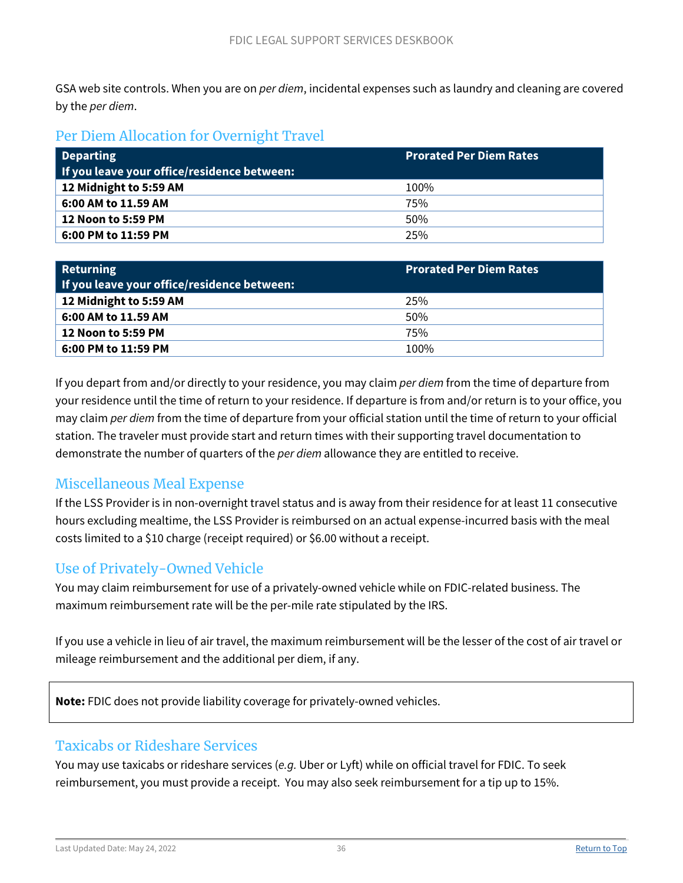GSA web site controls. When you are on *per diem*, incidental expenses such as laundry and cleaning are covered by the *per diem*.

## Per Diem Allocation for Overnight Travel

| **Departing**<br>**If you leave your office/residence between:** | **Prorated Per Diem Rates** |
|---|---|
| **12 Midnight to 5:59 AM** | 100% |
| **6:00 AM to 11.59 AM** | 75% |
| **12 Noon to 5:59 PM** | 50% |
| **6:00 PM to 11:59 PM** | 25% |

| **Returning**<br>**If you leave your office/residence between:** | **Prorated Per Diem Rates** |
|---|---|
| **12 Midnight to 5:59 AM** | 25% |
| **6:00 AM to 11.59 AM** | 50% |
| **12 Noon to 5:59 PM** | 75% |
| **6:00 PM to 11:59 PM** | 100% |

If you depart from and/or directly to your residence, you may claim *per diem* from the time of departure from your residence until the time of return to your residence. If departure is from and/or return is to your office, you may claim *per diem* from the time of departure from your official station until the time of return to your official station. The traveler must provide start and return times with their supporting travel documentation to demonstrate the number of quarters of the *per diem* allowance they are entitled to receive.

## Miscellaneous Meal Expense

If the LSS Provider is in non-overnight travel status and is away from their residence for at least 11 consecutive hours excluding mealtime, the LSS Provider is reimbursed on an actual expense-incurred basis with the meal costs limited to a $10 charge (receipt required) or $6.00 without a receipt.

## Use of Privately-Owned Vehicle

You may claim reimbursement for use of a privately-owned vehicle while on FDIC-related business. The maximum reimbursement rate will be the per-mile rate stipulated by the IRS.

If you use a vehicle in lieu of air travel, the maximum reimbursement will be the lesser of the cost of air travel or mileage reimbursement and the additional per diem, if any.

**Note:** FDIC does not provide liability coverage for privately-owned vehicles.

## Taxicabs or Rideshare Services

You may use taxicabs or rideshare services (*e.g.* Uber or Lyft) while on official travel for FDIC. To seek reimbursement, you must provide a receipt. You may also seek reimbursement for a tip up to 15%.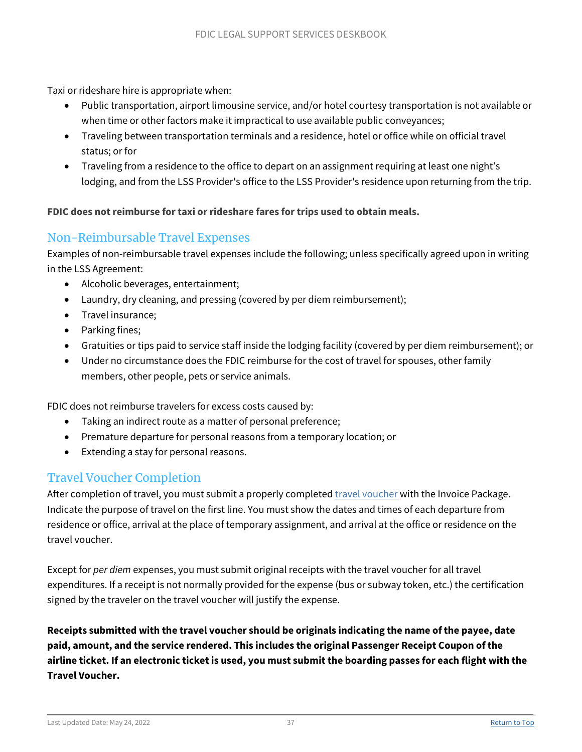Taxi or rideshare hire is appropriate when:

- Public transportation, airport limousine service, and/or hotel courtesy transportation is not available or when time or other factors make it impractical to use available public conveyances;
- Traveling between transportation terminals and a residence, hotel or office while on official travel status; or for
- Traveling from a residence to the office to depart on an assignment requiring at least one night's lodging, and from the LSS Provider's office to the LSS Provider's residence upon returning from the trip.

**FDIC does not reimburse for taxi or rideshare fares for trips used to obtain meals.**

## Non-Reimbursable Travel Expenses

Examples of non-reimbursable travel expenses include the following; unless specifically agreed upon in writing in the LSS Agreement:

- Alcoholic beverages, entertainment;
- Laundry, dry cleaning, and pressing (covered by per diem reimbursement);
- Travel insurance;
- Parking fines;
- Gratuities or tips paid to service staff inside the lodging facility (covered by per diem reimbursement); or
- Under no circumstance does the FDIC reimburse for the cost of travel for spouses, other family members, other people, pets or service animals.

FDIC does not reimburse travelers for excess costs caused by:

- Taking an indirect route as a matter of personal preference;
- Premature departure for personal reasons from a temporary location; or
- Extending a stay for personal reasons.

## Travel Voucher Completion

After completion of travel, you must submit a properly completed travel voucher with the Invoice Package. Indicate the purpose of travel on the first line. You must show the dates and times of each departure from residence or office, arrival at the place of temporary assignment, and arrival at the office or residence on the travel voucher.

Except for *per diem* expenses, you must submit original receipts with the travel voucher for all travel expenditures. If a receipt is not normally provided for the expense (bus or subway token, etc.) the certification signed by the traveler on the travel voucher will justify the expense.

**Receipts submitted with the travel voucher should be originals indicating the name of the payee, date paid, amount, and the service rendered. This includes the original Passenger Receipt Coupon of the airline ticket. If an electronic ticket is used, you must submit the boarding passes for each flight with the Travel Voucher.**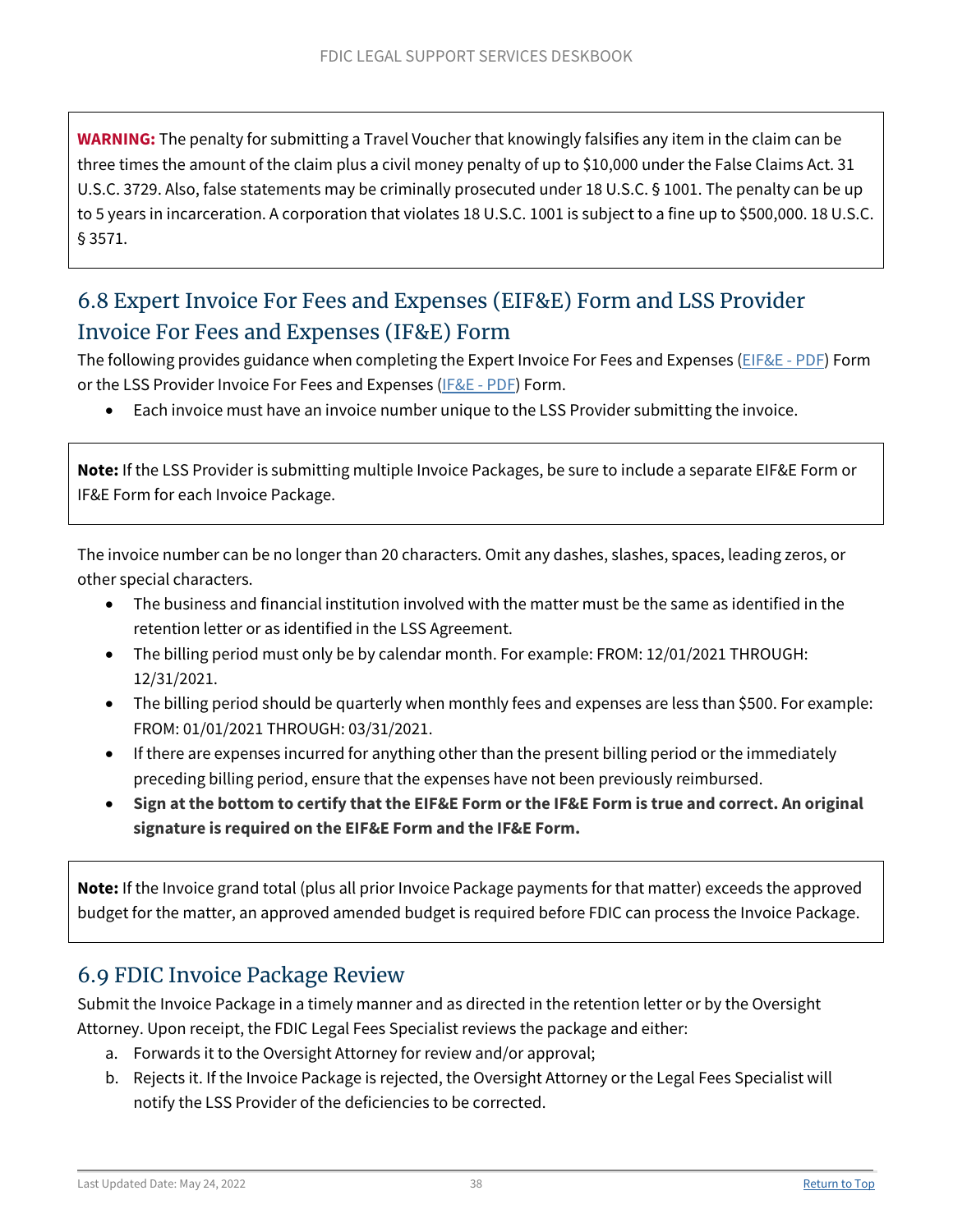**WARNING:** The penalty for submitting a Travel Voucher that knowingly falsifies any item in the claim can be three times the amount of the claim plus a civil money penalty of up to $10,000 under the False Claims Act. 31 U.S.C. 3729. Also, false statements may be criminally prosecuted under 18 U.S.C. § 1001. The penalty can be up to 5 years in incarceration. A corporation that violates 18 U.S.C. 1001 is subject to a fine up to $500,000. 18 U.S.C. § 3571.

## 6.8 Expert Invoice For Fees and Expenses (EIF&E) Form and LSS Provider Invoice For Fees and Expenses (IF&E) Form

The following provides guidance when completing the Expert Invoice For Fees and Expenses (EIF&E - PDF) Form or the LSS Provider Invoice For Fees and Expenses (IF&E - PDF) Form.

- Each invoice must have an invoice number unique to the LSS Provider submitting the invoice.

**Note:** If the LSS Provider is submitting multiple Invoice Packages, be sure to include a separate EIF&E Form or IF&E Form for each Invoice Package.

The invoice number can be no longer than 20 characters. Omit any dashes, slashes, spaces, leading zeros, or other special characters.

- The business and financial institution involved with the matter must be the same as identified in the retention letter or as identified in the LSS Agreement.
- The billing period must only be by calendar month. For example: FROM: 12/01/2021 THROUGH: 12/31/2021.
- The billing period should be quarterly when monthly fees and expenses are less than $500. For example: FROM: 01/01/2021 THROUGH: 03/31/2021.
- If there are expenses incurred for anything other than the present billing period or the immediately preceding billing period, ensure that the expenses have not been previously reimbursed.
- **Sign at the bottom to certify that the EIF&E Form or the IF&E Form is true and correct. An original signature is required on the EIF&E Form and the IF&E Form.**

**Note:** If the Invoice grand total (plus all prior Invoice Package payments for that matter) exceeds the approved budget for the matter, an approved amended budget is required before FDIC can process the Invoice Package.

## 6.9 FDIC Invoice Package Review

Submit the Invoice Package in a timely manner and as directed in the retention letter or by the Oversight Attorney. Upon receipt, the FDIC Legal Fees Specialist reviews the package and either:

a. Forwards it to the Oversight Attorney for review and/or approval;
b. Rejects it. If the Invoice Package is rejected, the Oversight Attorney or the Legal Fees Specialist will notify the LSS Provider of the deficiencies to be corrected.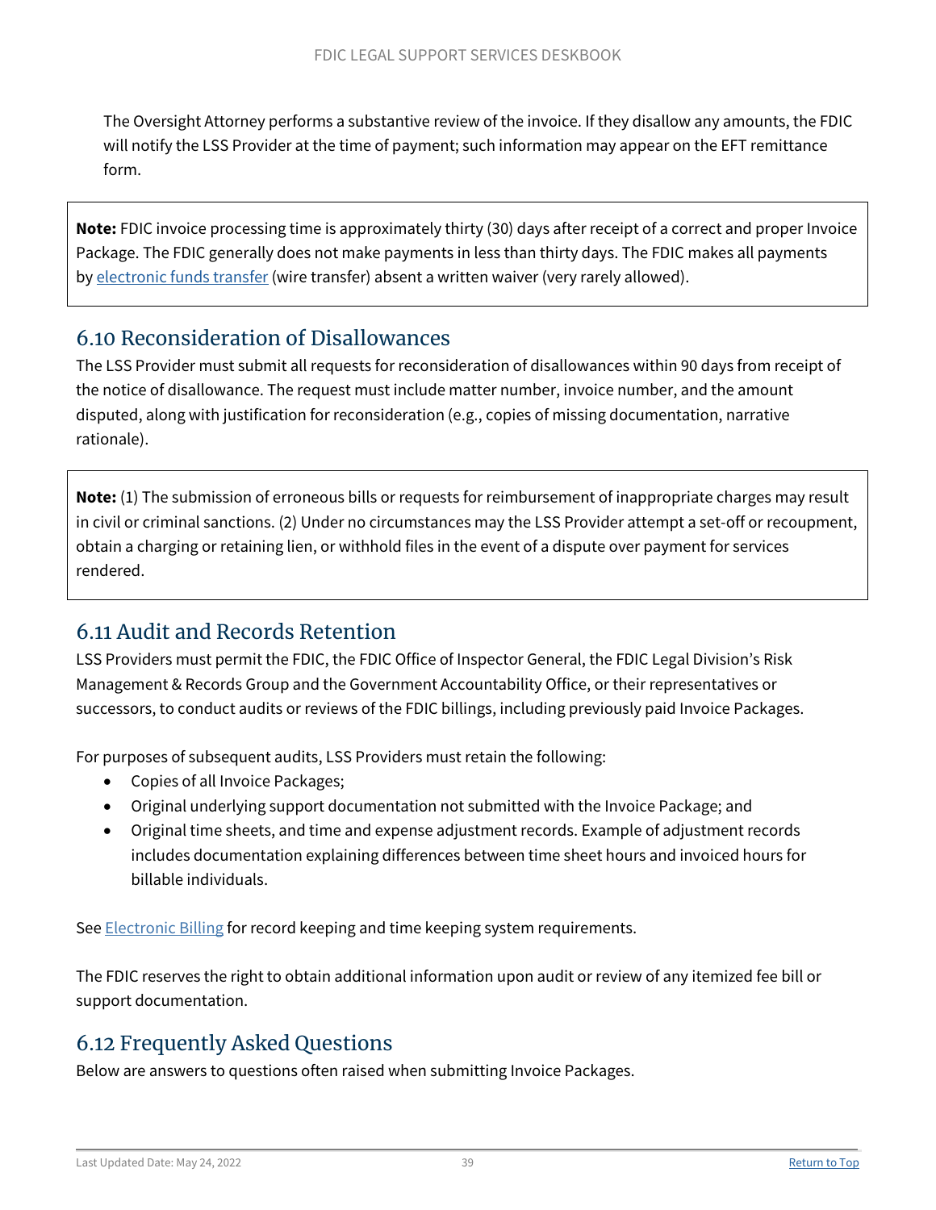The Oversight Attorney performs a substantive review of the invoice. If they disallow any amounts, the FDIC will notify the LSS Provider at the time of payment; such information may appear on the EFT remittance form.

> **Note:** FDIC invoice processing time is approximately thirty (30) days after receipt of a correct and proper Invoice Package. The FDIC generally does not make payments in less than thirty days. The FDIC makes all payments by electronic funds transfer (wire transfer) absent a written waiver (very rarely allowed).

## 6.10 Reconsideration of Disallowances

The LSS Provider must submit all requests for reconsideration of disallowances within 90 days from receipt of the notice of disallowance. The request must include matter number, invoice number, and the amount disputed, along with justification for reconsideration (e.g., copies of missing documentation, narrative rationale).

> **Note:** (1) The submission of erroneous bills or requests for reimbursement of inappropriate charges may result in civil or criminal sanctions. (2) Under no circumstances may the LSS Provider attempt a set-off or recoupment, obtain a charging or retaining lien, or withhold files in the event of a dispute over payment for services rendered.

## 6.11 Audit and Records Retention

LSS Providers must permit the FDIC, the FDIC Office of Inspector General, the FDIC Legal Division's Risk Management & Records Group and the Government Accountability Office, or their representatives or successors, to conduct audits or reviews of the FDIC billings, including previously paid Invoice Packages.

For purposes of subsequent audits, LSS Providers must retain the following:

- Copies of all Invoice Packages;
- Original underlying support documentation not submitted with the Invoice Package; and
- Original time sheets, and time and expense adjustment records. Example of adjustment records includes documentation explaining differences between time sheet hours and invoiced hours for billable individuals.

See Electronic Billing for record keeping and time keeping system requirements.

The FDIC reserves the right to obtain additional information upon audit or review of any itemized fee bill or support documentation.

## 6.12 Frequently Asked Questions

Below are answers to questions often raised when submitting Invoice Packages.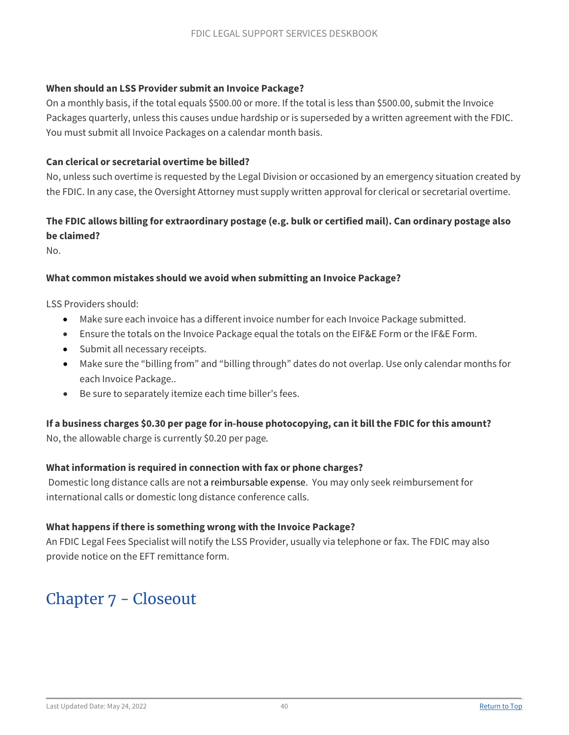**When should an LSS Provider submit an Invoice Package?**

On a monthly basis, if the total equals $500.00 or more. If the total is less than $500.00, submit the Invoice Packages quarterly, unless this causes undue hardship or is superseded by a written agreement with the FDIC. You must submit all Invoice Packages on a calendar month basis.

**Can clerical or secretarial overtime be billed?**

No, unless such overtime is requested by the Legal Division or occasioned by an emergency situation created by the FDIC. In any case, the Oversight Attorney must supply written approval for clerical or secretarial overtime.

**The FDIC allows billing for extraordinary postage (e.g. bulk or certified mail). Can ordinary postage also be claimed?**

No.

**What common mistakes should we avoid when submitting an Invoice Package?**

LSS Providers should:

- Make sure each invoice has a different invoice number for each Invoice Package submitted.
- Ensure the totals on the Invoice Package equal the totals on the EIF&E Form or the IF&E Form.
- Submit all necessary receipts.
- Make sure the "billing from" and "billing through" dates do not overlap. Use only calendar months for each Invoice Package..
- Be sure to separately itemize each time biller's fees.

**If a business charges $0.30 per page for in-house photocopying, can it bill the FDIC for this amount?**

No, the allowable charge is currently $0.20 per page.

**What information is required in connection with fax or phone charges?**

Domestic long distance calls are not a reimbursable expense. You may only seek reimbursement for international calls or domestic long distance conference calls.

**What happens if there is something wrong with the Invoice Package?**

An FDIC Legal Fees Specialist will notify the LSS Provider, usually via telephone or fax. The FDIC may also provide notice on the EFT remittance form.

# Chapter 7 - Closeout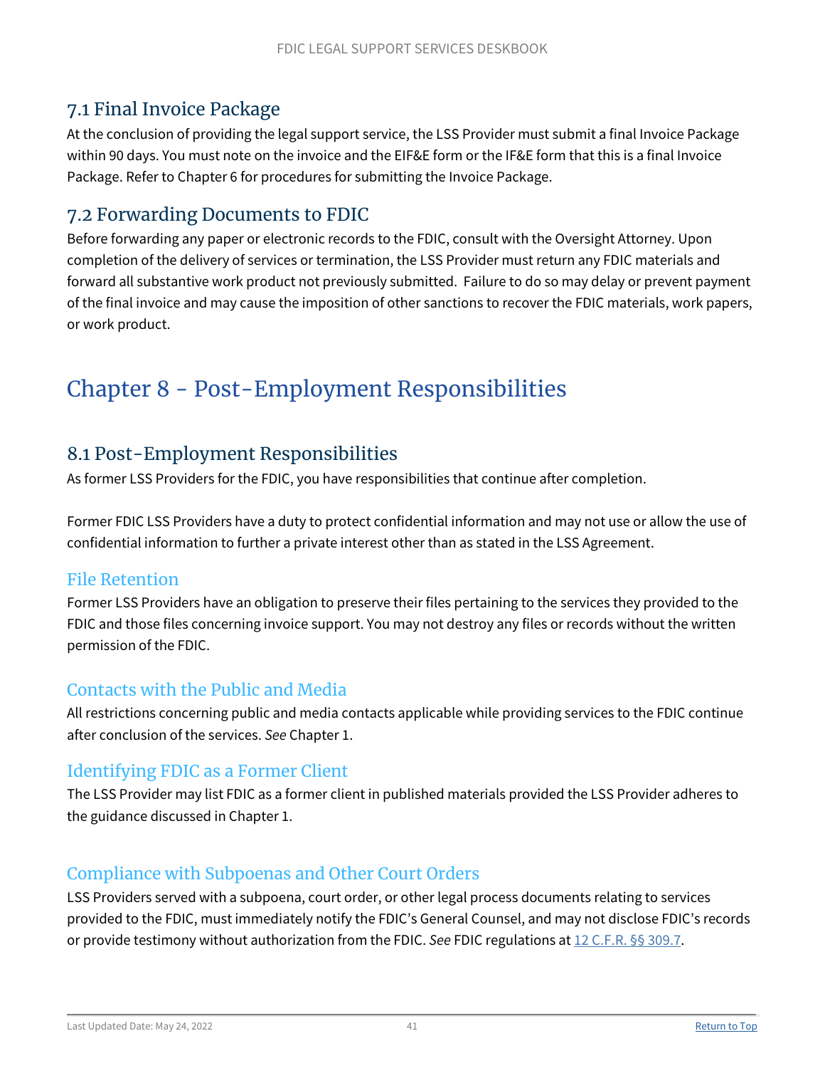## 7.1 Final Invoice Package

At the conclusion of providing the legal support service, the LSS Provider must submit a final Invoice Package within 90 days. You must note on the invoice and the EIF&E form or the IF&E form that this is a final Invoice Package. Refer to Chapter 6 for procedures for submitting the Invoice Package.

## 7.2 Forwarding Documents to FDIC

Before forwarding any paper or electronic records to the FDIC, consult with the Oversight Attorney. Upon completion of the delivery of services or termination, the LSS Provider must return any FDIC materials and forward all substantive work product not previously submitted. Failure to do so may delay or prevent payment of the final invoice and may cause the imposition of other sanctions to recover the FDIC materials, work papers, or work product.

# Chapter 8 - Post-Employment Responsibilities

## 8.1 Post-Employment Responsibilities

As former LSS Providers for the FDIC, you have responsibilities that continue after completion.

Former FDIC LSS Providers have a duty to protect confidential information and may not use or allow the use of confidential information to further a private interest other than as stated in the LSS Agreement.

### File Retention

Former LSS Providers have an obligation to preserve their files pertaining to the services they provided to the FDIC and those files concerning invoice support. You may not destroy any files or records without the written permission of the FDIC.

### Contacts with the Public and Media

All restrictions concerning public and media contacts applicable while providing services to the FDIC continue after conclusion of the services. *See* Chapter 1.

### Identifying FDIC as a Former Client

The LSS Provider may list FDIC as a former client in published materials provided the LSS Provider adheres to the guidance discussed in Chapter 1.

### Compliance with Subpoenas and Other Court Orders

LSS Providers served with a subpoena, court order, or other legal process documents relating to services provided to the FDIC, must immediately notify the FDIC's General Counsel, and may not disclose FDIC's records or provide testimony without authorization from the FDIC. *See* FDIC regulations at [12 C.F.R. §§ 309.7](12 C.F.R. §§ 309.7).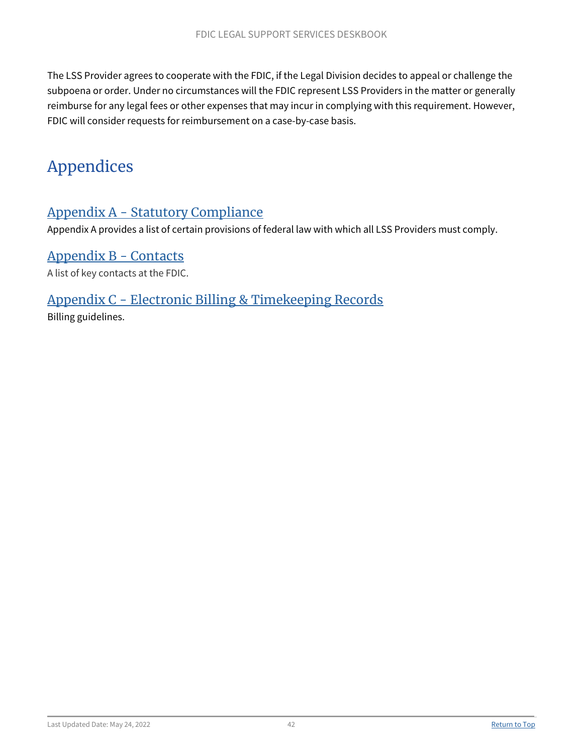The LSS Provider agrees to cooperate with the FDIC, if the Legal Division decides to appeal or challenge the subpoena or order. Under no circumstances will the FDIC represent LSS Providers in the matter or generally reimburse for any legal fees or other expenses that may incur in complying with this requirement. However, FDIC will consider requests for reimbursement on a case-by-case basis.

# Appendices

## Appendix A - Statutory Compliance

Appendix A provides a list of certain provisions of federal law with which all LSS Providers must comply.

## Appendix B - Contacts

A list of key contacts at the FDIC.

## Appendix C - Electronic Billing & Timekeeping Records

Billing guidelines.